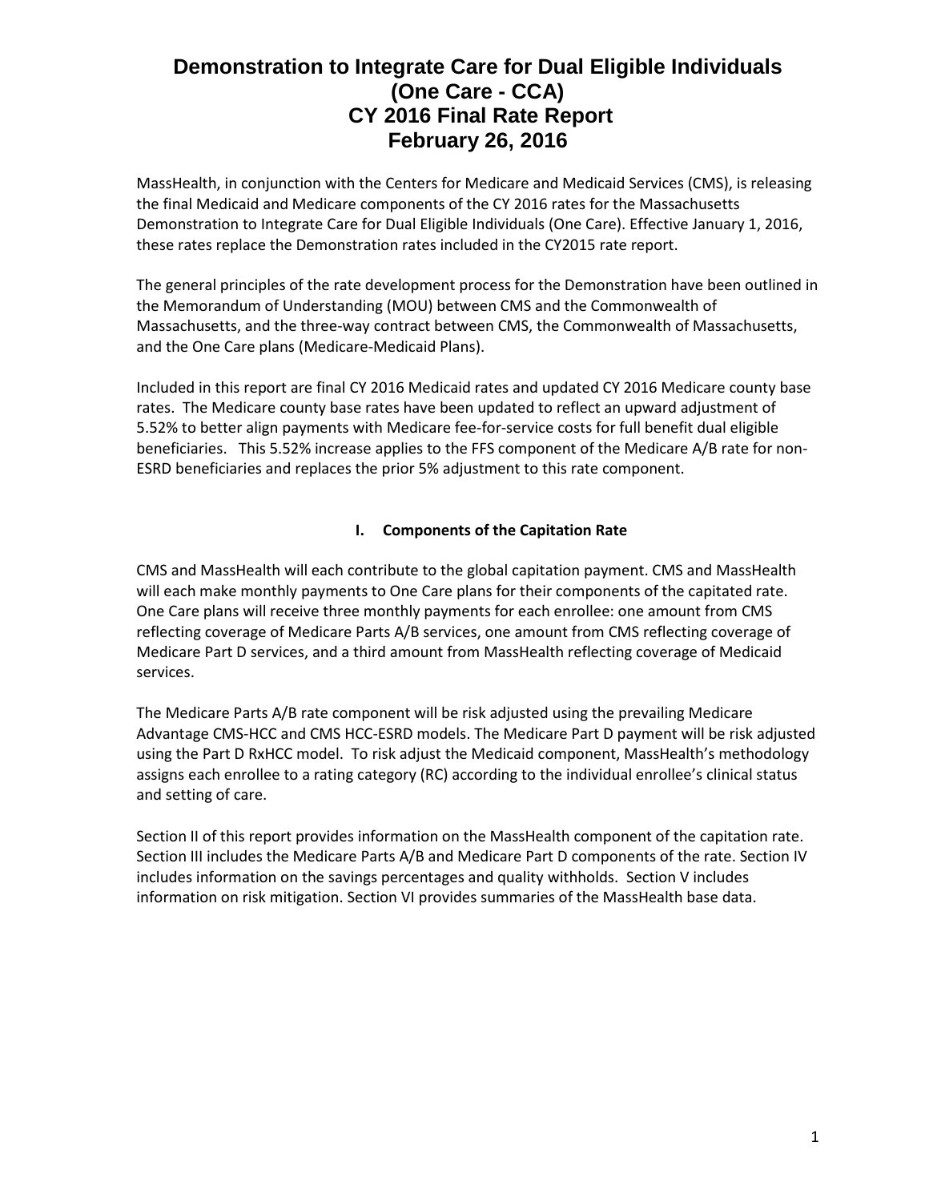# Demonstration to Integrate Care for Dual Eligible Individuals
# (One Care - CCA)
# CY 2016 Final Rate Report
# February 26, 2016

MassHealth, in conjunction with the Centers for Medicare and Medicaid Services (CMS), is releasing the final Medicaid and Medicare components of the CY 2016 rates for the Massachusetts Demonstration to Integrate Care for Dual Eligible Individuals (One Care). Effective January 1, 2016, these rates replace the Demonstration rates included in the CY2015 rate report.

The general principles of the rate development process for the Demonstration have been outlined in the Memorandum of Understanding (MOU) between CMS and the Commonwealth of Massachusetts, and the three-way contract between CMS, the Commonwealth of Massachusetts, and the One Care plans (Medicare-Medicaid Plans).

Included in this report are final CY 2016 Medicaid rates and updated CY 2016 Medicare county base rates. The Medicare county base rates have been updated to reflect an upward adjustment of 5.52% to better align payments with Medicare fee-for-service costs for full benefit dual eligible beneficiaries. This 5.52% increase applies to the FFS component of the Medicare A/B rate for non-ESRD beneficiaries and replaces the prior 5% adjustment to this rate component.

## I. Components of the Capitation Rate

CMS and MassHealth will each contribute to the global capitation payment. CMS and MassHealth will each make monthly payments to One Care plans for their components of the capitated rate. One Care plans will receive three monthly payments for each enrollee: one amount from CMS reflecting coverage of Medicare Parts A/B services, one amount from CMS reflecting coverage of Medicare Part D services, and a third amount from MassHealth reflecting coverage of Medicaid services.

The Medicare Parts A/B rate component will be risk adjusted using the prevailing Medicare Advantage CMS-HCC and CMS HCC-ESRD models. The Medicare Part D payment will be risk adjusted using the Part D RxHCC model. To risk adjust the Medicaid component, MassHealth's methodology assigns each enrollee to a rating category (RC) according to the individual enrollee's clinical status and setting of care.

Section II of this report provides information on the MassHealth component of the capitation rate. Section III includes the Medicare Parts A/B and Medicare Part D components of the rate. Section IV includes information on the savings percentages and quality withholds. Section V includes information on risk mitigation. Section VI provides summaries of the MassHealth base data.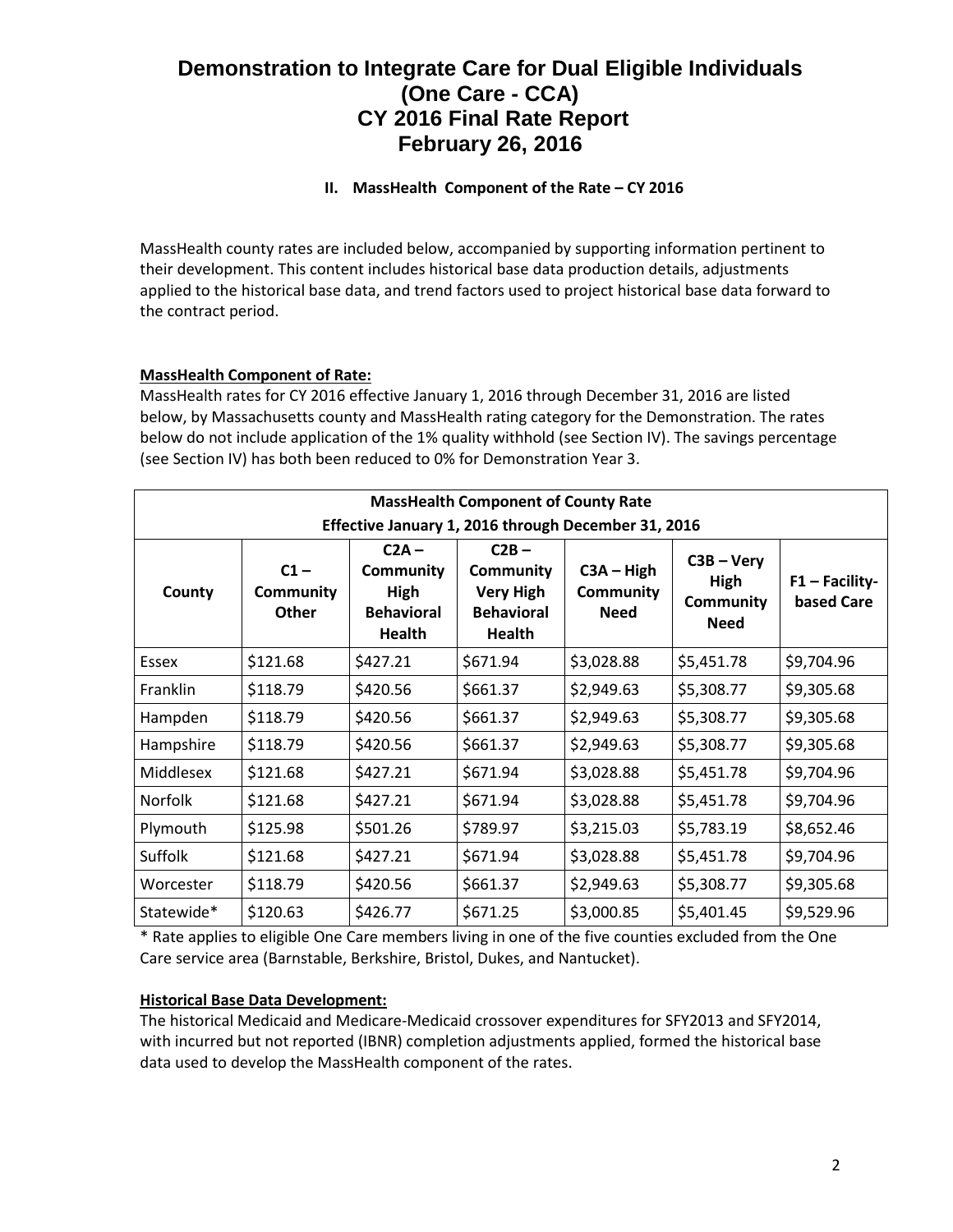# Demonstration to Integrate Care for Dual Eligible Individuals (One Care - CCA) CY 2016 Final Rate Report February 26, 2016

### II. MassHealth Component of the Rate – CY 2016

MassHealth county rates are included below, accompanied by supporting information pertinent to their development. This content includes historical base data production details, adjustments applied to the historical base data, and trend factors used to project historical base data forward to the contract period.

**MassHealth Component of Rate:**

MassHealth rates for CY 2016 effective January 1, 2016 through December 31, 2016 are listed below, by Massachusetts county and MassHealth rating category for the Demonstration. The rates below do not include application of the 1% quality withhold (see Section IV). The savings percentage (see Section IV) has both been reduced to 0% for Demonstration Year 3.

| MassHealth Component of County Rate Effective January 1, 2016 through December 31, 2016 | | | | | | |
|---|---|---|---|---|---|---|
| **County** | **C1 – Community Other** | **C2A – Community High Behavioral Health** | **C2B – Community Very High Behavioral Health** | **C3A – High Community Need** | **C3B – Very High Community Need** | **F1 – Facility-based Care** |
| Essex | $121.68 | $427.21 | $671.94 | $3,028.88 | $5,451.78 | $9,704.96 |
| Franklin | $118.79 | $420.56 | $661.37 | $2,949.63 | $5,308.77 | $9,305.68 |
| Hampden | $118.79 | $420.56 | $661.37 | $2,949.63 | $5,308.77 | $9,305.68 |
| Hampshire | $118.79 | $420.56 | $661.37 | $2,949.63 | $5,308.77 | $9,305.68 |
| Middlesex | $121.68 | $427.21 | $671.94 | $3,028.88 | $5,451.78 | $9,704.96 |
| Norfolk | $121.68 | $427.21 | $671.94 | $3,028.88 | $5,451.78 | $9,704.96 |
| Plymouth | $125.98 | $501.26 | $789.97 | $3,215.03 | $5,783.19 | $8,652.46 |
| Suffolk | $121.68 | $427.21 | $671.94 | $3,028.88 | $5,451.78 | $9,704.96 |
| Worcester | $118.79 | $420.56 | $661.37 | $2,949.63 | $5,308.77 | $9,305.68 |
| Statewide* | $120.63 | $426.77 | $671.25 | $3,000.85 | $5,401.45 | $9,529.96 |

\* Rate applies to eligible One Care members living in one of the five counties excluded from the One Care service area (Barnstable, Berkshire, Bristol, Dukes, and Nantucket).

**Historical Base Data Development:**

The historical Medicaid and Medicare-Medicaid crossover expenditures for SFY2013 and SFY2014, with incurred but not reported (IBNR) completion adjustments applied, formed the historical base data used to develop the MassHealth component of the rates.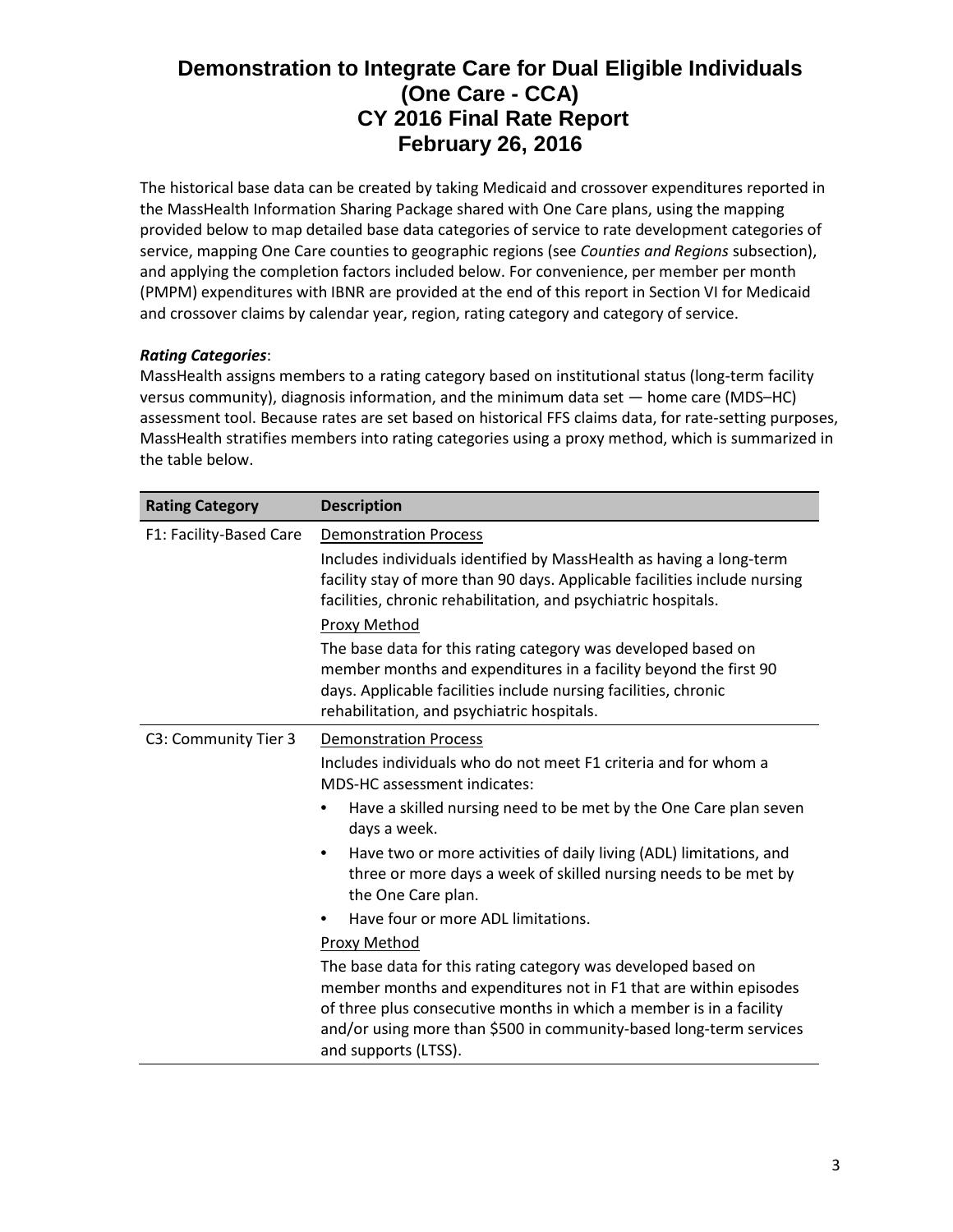The historical base data can be created by taking Medicaid and crossover expenditures reported in the MassHealth Information Sharing Package shared with One Care plans, using the mapping provided below to map detailed base data categories of service to rate development categories of service, mapping One Care counties to geographic regions (see *Counties and Regions* subsection), and applying the completion factors included below. For convenience, per member per month (PMPM) expenditures with IBNR are provided at the end of this report in Section VI for Medicaid and crossover claims by calendar year, region, rating category and category of service.

***Rating Categories***:

MassHealth assigns members to a rating category based on institutional status (long-term facility versus community), diagnosis information, and the minimum data set — home care (MDS–HC) assessment tool. Because rates are set based on historical FFS claims data, for rate-setting purposes, MassHealth stratifies members into rating categories using a proxy method, which is summarized in the table below.

| Rating Category | Description |
|---|---|
| F1: Facility-Based Care | <u>Demonstration Process</u><br>Includes individuals identified by MassHealth as having a long-term facility stay of more than 90 days. Applicable facilities include nursing facilities, chronic rehabilitation, and psychiatric hospitals.<br><u>Proxy Method</u><br>The base data for this rating category was developed based on member months and expenditures in a facility beyond the first 90 days. Applicable facilities include nursing facilities, chronic rehabilitation, and psychiatric hospitals. |
| C3: Community Tier 3 | <u>Demonstration Process</u><br>Includes individuals who do not meet F1 criteria and for whom a MDS-HC assessment indicates:<br>• Have a skilled nursing need to be met by the One Care plan seven days a week.<br>• Have two or more activities of daily living (ADL) limitations, and three or more days a week of skilled nursing needs to be met by the One Care plan.<br>• Have four or more ADL limitations.<br><u>Proxy Method</u><br>The base data for this rating category was developed based on member months and expenditures not in F1 that are within episodes of three plus consecutive months in which a member is in a facility and/or using more than $500 in community-based long-term services and supports (LTSS). |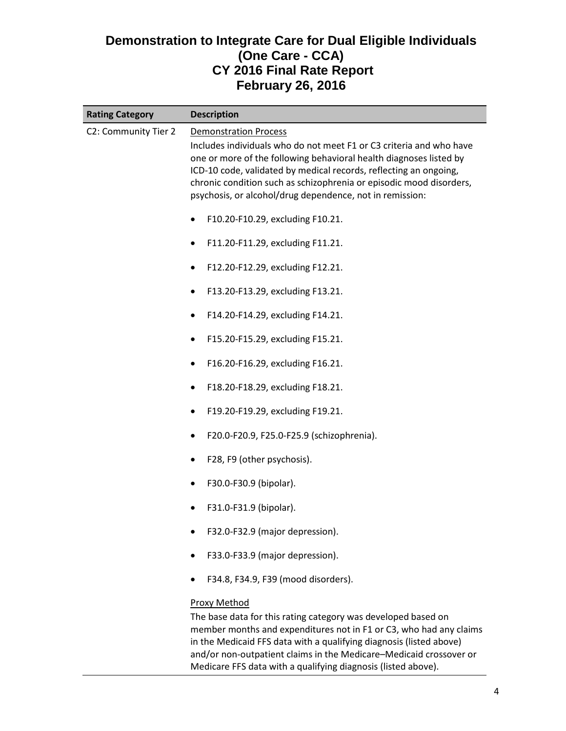# Demonstration to Integrate Care for Dual Eligible Individuals (One Care - CCA) CY 2016 Final Rate Report February 26, 2016

| Rating Category | Description |
| --- | --- |
| C2: Community Tier 2 | Demonstration Process<br>Includes individuals who do not meet F1 or C3 criteria and who have one or more of the following behavioral health diagnoses listed by ICD-10 code, validated by medical records, reflecting an ongoing, chronic condition such as schizophrenia or episodic mood disorders, psychosis, or alcohol/drug dependence, not in remission:<br>• F10.20-F10.29, excluding F10.21.<br>• F11.20-F11.29, excluding F11.21.<br>• F12.20-F12.29, excluding F12.21.<br>• F13.20-F13.29, excluding F13.21.<br>• F14.20-F14.29, excluding F14.21.<br>• F15.20-F15.29, excluding F15.21.<br>• F16.20-F16.29, excluding F16.21.<br>• F18.20-F18.29, excluding F18.21.<br>• F19.20-F19.29, excluding F19.21.<br>• F20.0-F20.9, F25.0-F25.9 (schizophrenia).<br>• F28, F9 (other psychosis).<br>• F30.0-F30.9 (bipolar).<br>• F31.0-F31.9 (bipolar).<br>• F32.0-F32.9 (major depression).<br>• F33.0-F33.9 (major depression).<br>• F34.8, F34.9, F39 (mood disorders).<br>Proxy Method<br>The base data for this rating category was developed based on member months and expenditures not in F1 or C3, who had any claims in the Medicaid FFS data with a qualifying diagnosis (listed above) and/or non-outpatient claims in the Medicare–Medicaid crossover or Medicare FFS data with a qualifying diagnosis (listed above). |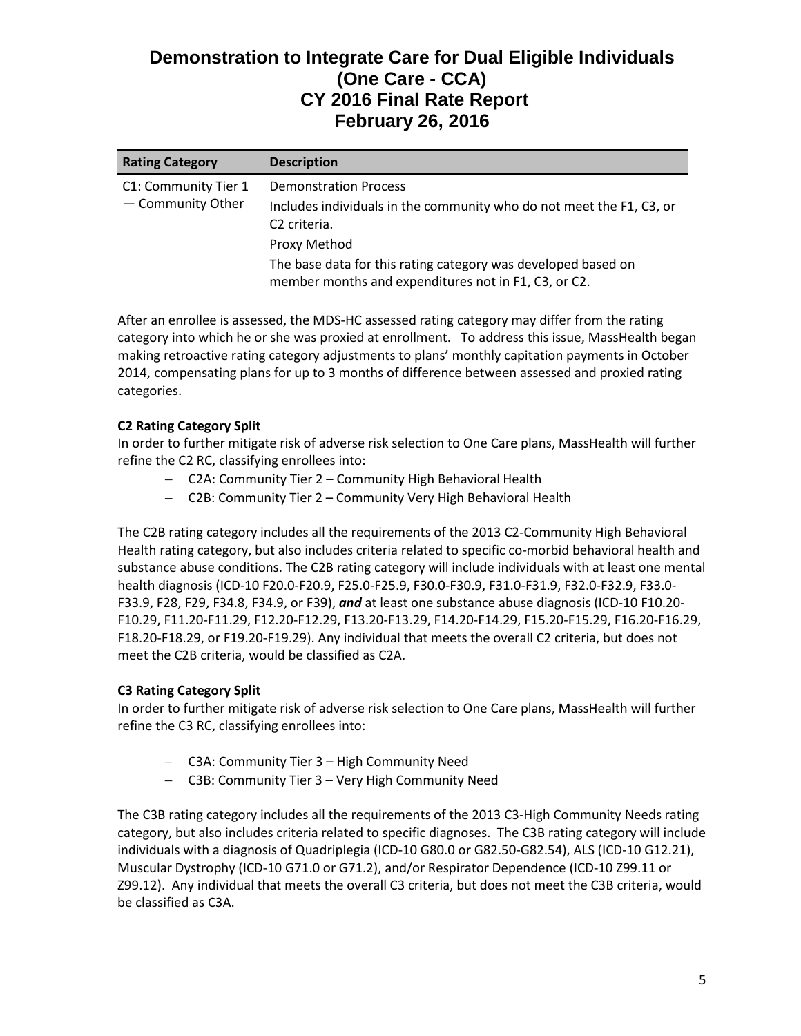| Rating Category | Description |
| --- | --- |
| C1: Community Tier 1 — Community Other | Demonstration Process<br>Includes individuals in the community who do not meet the F1, C3, or C2 criteria.<br>Proxy Method<br>The base data for this rating category was developed based on member months and expenditures not in F1, C3, or C2. |

After an enrollee is assessed, the MDS-HC assessed rating category may differ from the rating category into which he or she was proxied at enrollment. To address this issue, MassHealth began making retroactive rating category adjustments to plans' monthly capitation payments in October 2014, compensating plans for up to 3 months of difference between assessed and proxied rating categories.

**C2 Rating Category Split**

In order to further mitigate risk of adverse risk selection to One Care plans, MassHealth will further refine the C2 RC, classifying enrollees into:

- C2A: Community Tier 2 – Community High Behavioral Health
- C2B: Community Tier 2 – Community Very High Behavioral Health

The C2B rating category includes all the requirements of the 2013 C2-Community High Behavioral Health rating category, but also includes criteria related to specific co-morbid behavioral health and substance abuse conditions. The C2B rating category will include individuals with at least one mental health diagnosis (ICD-10 F20.0-F20.9, F25.0-F25.9, F30.0-F30.9, F31.0-F31.9, F32.0-F32.9, F33.0-F33.9, F28, F29, F34.8, F34.9, or F39), ***and*** at least one substance abuse diagnosis (ICD-10 F10.20-F10.29, F11.20-F11.29, F12.20-F12.29, F13.20-F13.29, F14.20-F14.29, F15.20-F15.29, F16.20-F16.29, F18.20-F18.29, or F19.20-F19.29). Any individual that meets the overall C2 criteria, but does not meet the C2B criteria, would be classified as C2A.

**C3 Rating Category Split**

In order to further mitigate risk of adverse risk selection to One Care plans, MassHealth will further refine the C3 RC, classifying enrollees into:

- C3A: Community Tier 3 – High Community Need
- C3B: Community Tier 3 – Very High Community Need

The C3B rating category includes all the requirements of the 2013 C3-High Community Needs rating category, but also includes criteria related to specific diagnoses. The C3B rating category will include individuals with a diagnosis of Quadriplegia (ICD-10 G80.0 or G82.50-G82.54), ALS (ICD-10 G12.21), Muscular Dystrophy (ICD-10 G71.0 or G71.2), and/or Respirator Dependence (ICD-10 Z99.11 or Z99.12). Any individual that meets the overall C3 criteria, but does not meet the C3B criteria, would be classified as C3A.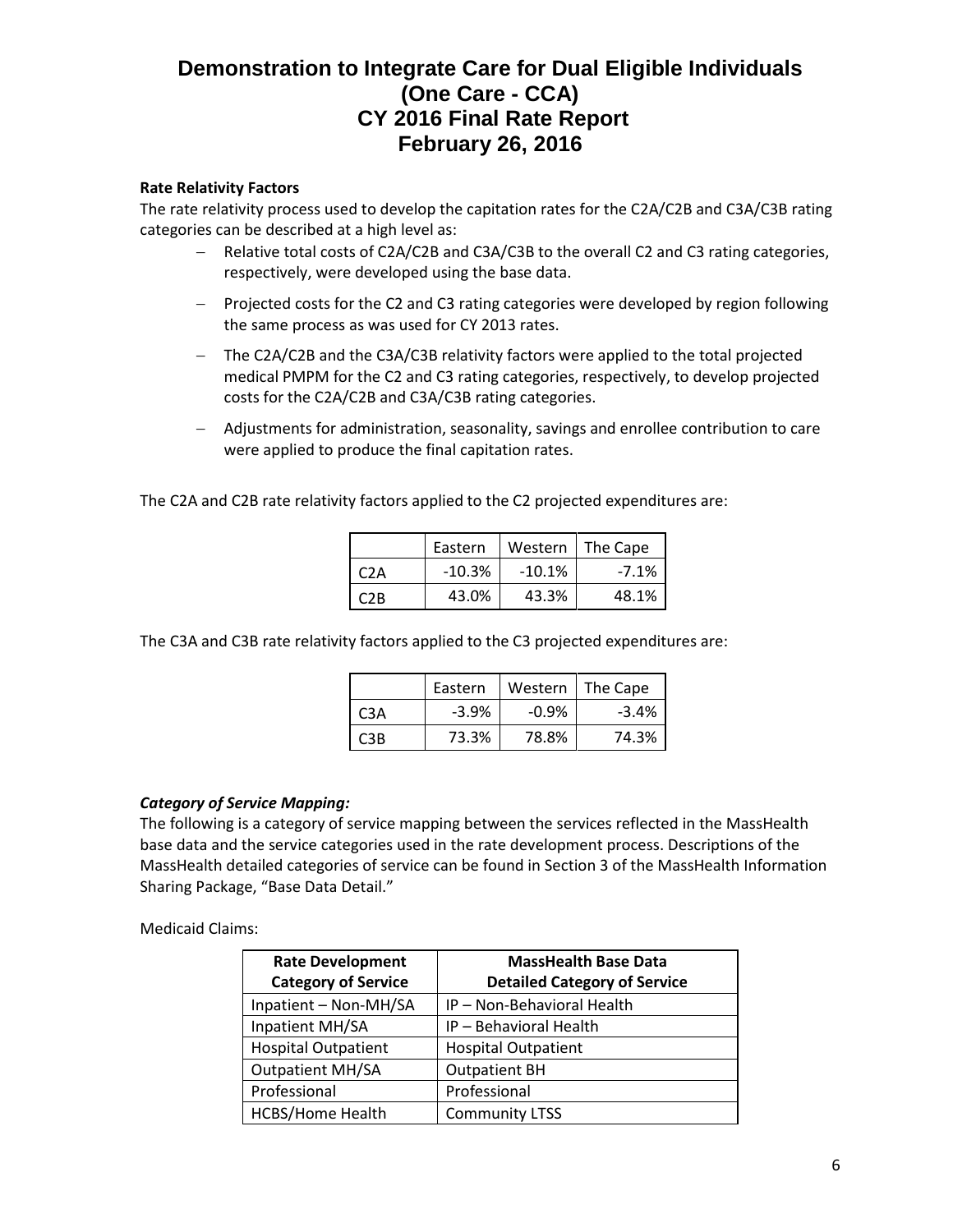# Demonstration to Integrate Care for Dual Eligible Individuals (One Care - CCA) CY 2016 Final Rate Report February 26, 2016

**Rate Relativity Factors**

The rate relativity process used to develop the capitation rates for the C2A/C2B and C3A/C3B rating categories can be described at a high level as:

- Relative total costs of C2A/C2B and C3A/C3B to the overall C2 and C3 rating categories, respectively, were developed using the base data.
- Projected costs for the C2 and C3 rating categories were developed by region following the same process as was used for CY 2013 rates.
- The C2A/C2B and the C3A/C3B relativity factors were applied to the total projected medical PMPM for the C2 and C3 rating categories, respectively, to develop projected costs for the C2A/C2B and C3A/C3B rating categories.
- Adjustments for administration, seasonality, savings and enrollee contribution to care were applied to produce the final capitation rates.

The C2A and C2B rate relativity factors applied to the C2 projected expenditures are:

| | Eastern | Western | The Cape |
|---|---|---|---|
| C2A | -10.3% | -10.1% | -7.1% |
| C2B | 43.0% | 43.3% | 48.1% |

The C3A and C3B rate relativity factors applied to the C3 projected expenditures are:

| | Eastern | Western | The Cape |
|---|---|---|---|
| C3A | -3.9% | -0.9% | -3.4% |
| C3B | 73.3% | 78.8% | 74.3% |

***Category of Service Mapping:***

The following is a category of service mapping between the services reflected in the MassHealth base data and the service categories used in the rate development process. Descriptions of the MassHealth detailed categories of service can be found in Section 3 of the MassHealth Information Sharing Package, "Base Data Detail."

Medicaid Claims:

| Rate Development Category of Service | MassHealth Base Data Detailed Category of Service |
|---|---|
| Inpatient – Non-MH/SA | IP – Non-Behavioral Health |
| Inpatient MH/SA | IP – Behavioral Health |
| Hospital Outpatient | Hospital Outpatient |
| Outpatient MH/SA | Outpatient BH |
| Professional | Professional |
| HCBS/Home Health | Community LTSS |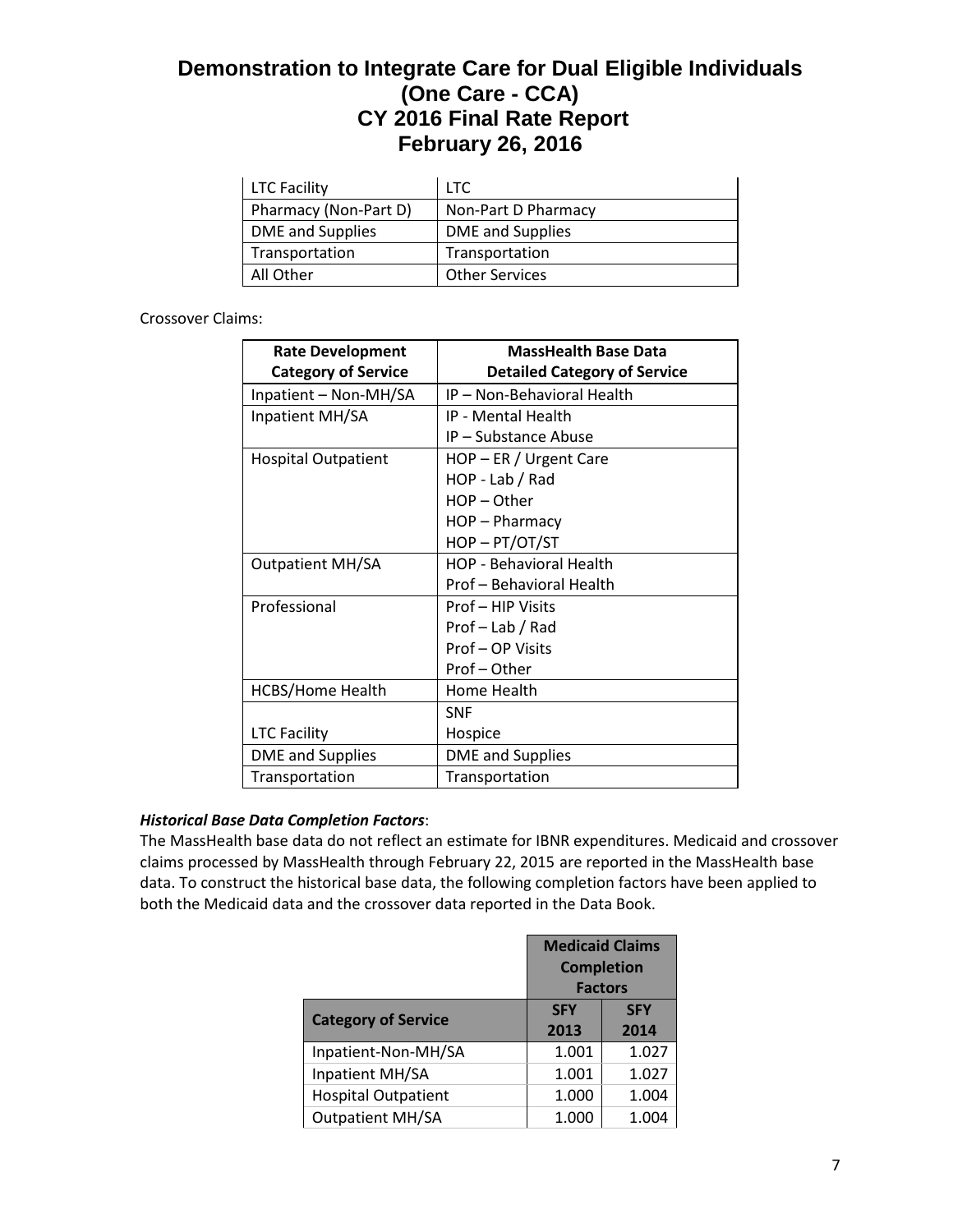| LTC Facility | LTC |
|---|---|
| Pharmacy (Non-Part D) | Non-Part D Pharmacy |
| DME and Supplies | DME and Supplies |
| Transportation | Transportation |
| All Other | Other Services |

Crossover Claims:

| Rate Development Category of Service | MassHealth Base Data Detailed Category of Service |
|---|---|
| Inpatient – Non-MH/SA | IP – Non-Behavioral Health |
| Inpatient MH/SA | IP - Mental Health<br>IP – Substance Abuse |
| Hospital Outpatient | HOP – ER / Urgent Care<br>HOP - Lab / Rad<br>HOP – Other<br>HOP – Pharmacy<br>HOP – PT/OT/ST |
| Outpatient MH/SA | HOP - Behavioral Health<br>Prof – Behavioral Health |
| Professional | Prof – HIP Visits<br>Prof – Lab / Rad<br>Prof – OP Visits<br>Prof – Other |
| HCBS/Home Health | Home Health |
| LTC Facility | SNF<br>Hospice |
| DME and Supplies | DME and Supplies |
| Transportation | Transportation |

***Historical Base Data Completion Factors***:

The MassHealth base data do not reflect an estimate for IBNR expenditures. Medicaid and crossover claims processed by MassHealth through February 22, 2015 are reported in the MassHealth base data. To construct the historical base data, the following completion factors have been applied to both the Medicaid data and the crossover data reported in the Data Book.

| | Medicaid Claims Completion Factors | |
|---|---|---|
| **Category of Service** | **SFY 2013** | **SFY 2014** |
| Inpatient-Non-MH/SA | 1.001 | 1.027 |
| Inpatient MH/SA | 1.001 | 1.027 |
| Hospital Outpatient | 1.000 | 1.004 |
| Outpatient MH/SA | 1.000 | 1.004 |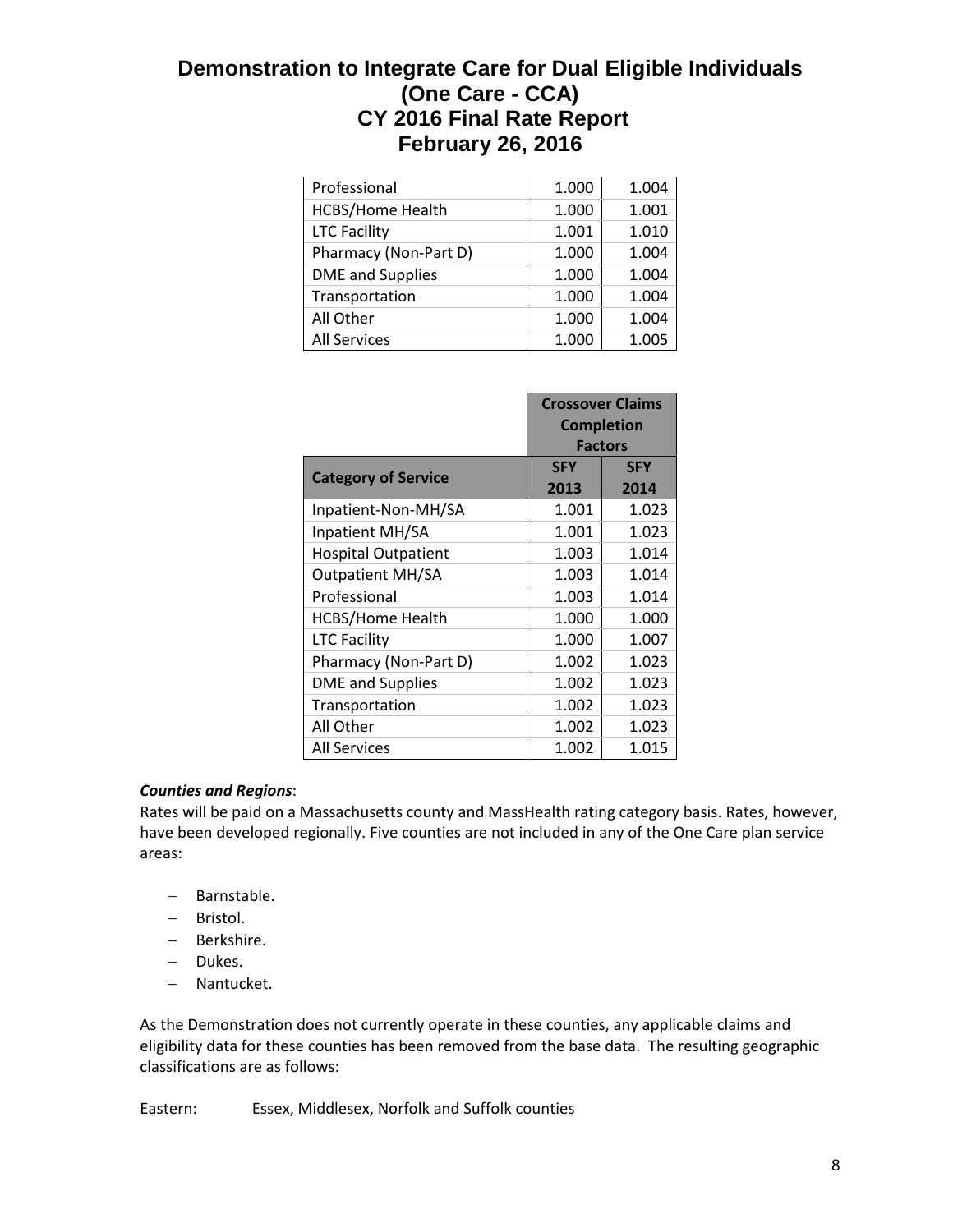| | | |
|---|---|---|
| Professional | 1.000 | 1.004 |
| HCBS/Home Health | 1.000 | 1.001 |
| LTC Facility | 1.001 | 1.010 |
| Pharmacy (Non-Part D) | 1.000 | 1.004 |
| DME and Supplies | 1.000 | 1.004 |
| Transportation | 1.000 | 1.004 |
| All Other | 1.000 | 1.004 |
| All Services | 1.000 | 1.005 |

| | Crossover Claims Completion Factors | |
|---|---|---|
| **Category of Service** | **SFY 2013** | **SFY 2014** |
| Inpatient-Non-MH/SA | 1.001 | 1.023 |
| Inpatient MH/SA | 1.001 | 1.023 |
| Hospital Outpatient | 1.003 | 1.014 |
| Outpatient MH/SA | 1.003 | 1.014 |
| Professional | 1.003 | 1.014 |
| HCBS/Home Health | 1.000 | 1.000 |
| LTC Facility | 1.000 | 1.007 |
| Pharmacy (Non-Part D) | 1.002 | 1.023 |
| DME and Supplies | 1.002 | 1.023 |
| Transportation | 1.002 | 1.023 |
| All Other | 1.002 | 1.023 |
| All Services | 1.002 | 1.015 |

***Counties and Regions***:

Rates will be paid on a Massachusetts county and MassHealth rating category basis. Rates, however, have been developed regionally. Five counties are not included in any of the One Care plan service areas:

- Barnstable.
- Bristol.
- Berkshire.
- Dukes.
- Nantucket.

As the Demonstration does not currently operate in these counties, any applicable claims and eligibility data for these counties has been removed from the base data. The resulting geographic classifications are as follows:

Eastern: Essex, Middlesex, Norfolk and Suffolk counties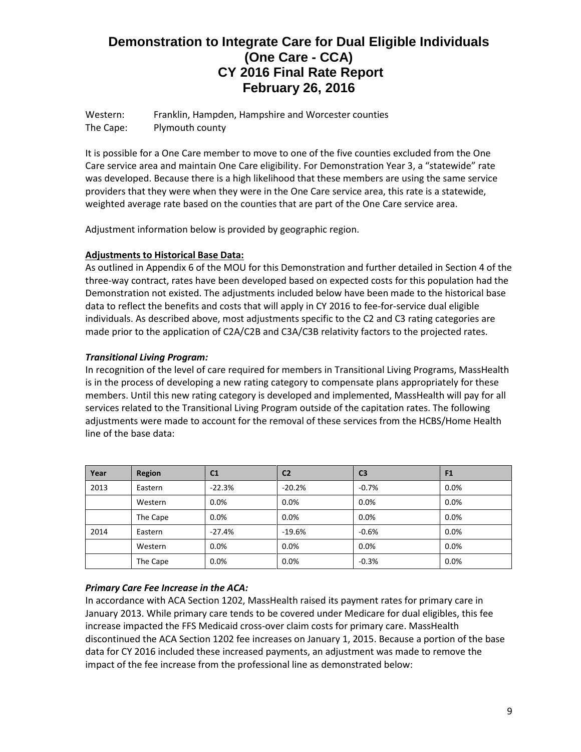Western:	Franklin, Hampden, Hampshire and Worcester counties
The Cape:	Plymouth county

It is possible for a One Care member to move to one of the five counties excluded from the One Care service area and maintain One Care eligibility. For Demonstration Year 3, a "statewide" rate was developed. Because there is a high likelihood that these members are using the same service providers that they were when they were in the One Care service area, this rate is a statewide, weighted average rate based on the counties that are part of the One Care service area.

Adjustment information below is provided by geographic region.

**Adjustments to Historical Base Data:**

As outlined in Appendix 6 of the MOU for this Demonstration and further detailed in Section 4 of the three-way contract, rates have been developed based on expected costs for this population had the Demonstration not existed. The adjustments included below have been made to the historical base data to reflect the benefits and costs that will apply in CY 2016 to fee-for-service dual eligible individuals. As described above, most adjustments specific to the C2 and C3 rating categories are made prior to the application of C2A/C2B and C3A/C3B relativity factors to the projected rates.

***Transitional Living Program:***

In recognition of the level of care required for members in Transitional Living Programs, MassHealth is in the process of developing a new rating category to compensate plans appropriately for these members. Until this new rating category is developed and implemented, MassHealth will pay for all services related to the Transitional Living Program outside of the capitation rates. The following adjustments were made to account for the removal of these services from the HCBS/Home Health line of the base data:

| Year | Region | C1 | C2 | C3 | F1 |
|---|---|---|---|---|---|
| 2013 | Eastern | -22.3% | -20.2% | -0.7% | 0.0% |
| | Western | 0.0% | 0.0% | 0.0% | 0.0% |
| | The Cape | 0.0% | 0.0% | 0.0% | 0.0% |
| 2014 | Eastern | -27.4% | -19.6% | -0.6% | 0.0% |
| | Western | 0.0% | 0.0% | 0.0% | 0.0% |
| | The Cape | 0.0% | 0.0% | -0.3% | 0.0% |

***Primary Care Fee Increase in the ACA:***

In accordance with ACA Section 1202, MassHealth raised its payment rates for primary care in January 2013. While primary care tends to be covered under Medicare for dual eligibles, this fee increase impacted the FFS Medicaid cross-over claim costs for primary care. MassHealth discontinued the ACA Section 1202 fee increases on January 1, 2015. Because a portion of the base data for CY 2016 included these increased payments, an adjustment was made to remove the impact of the fee increase from the professional line as demonstrated below: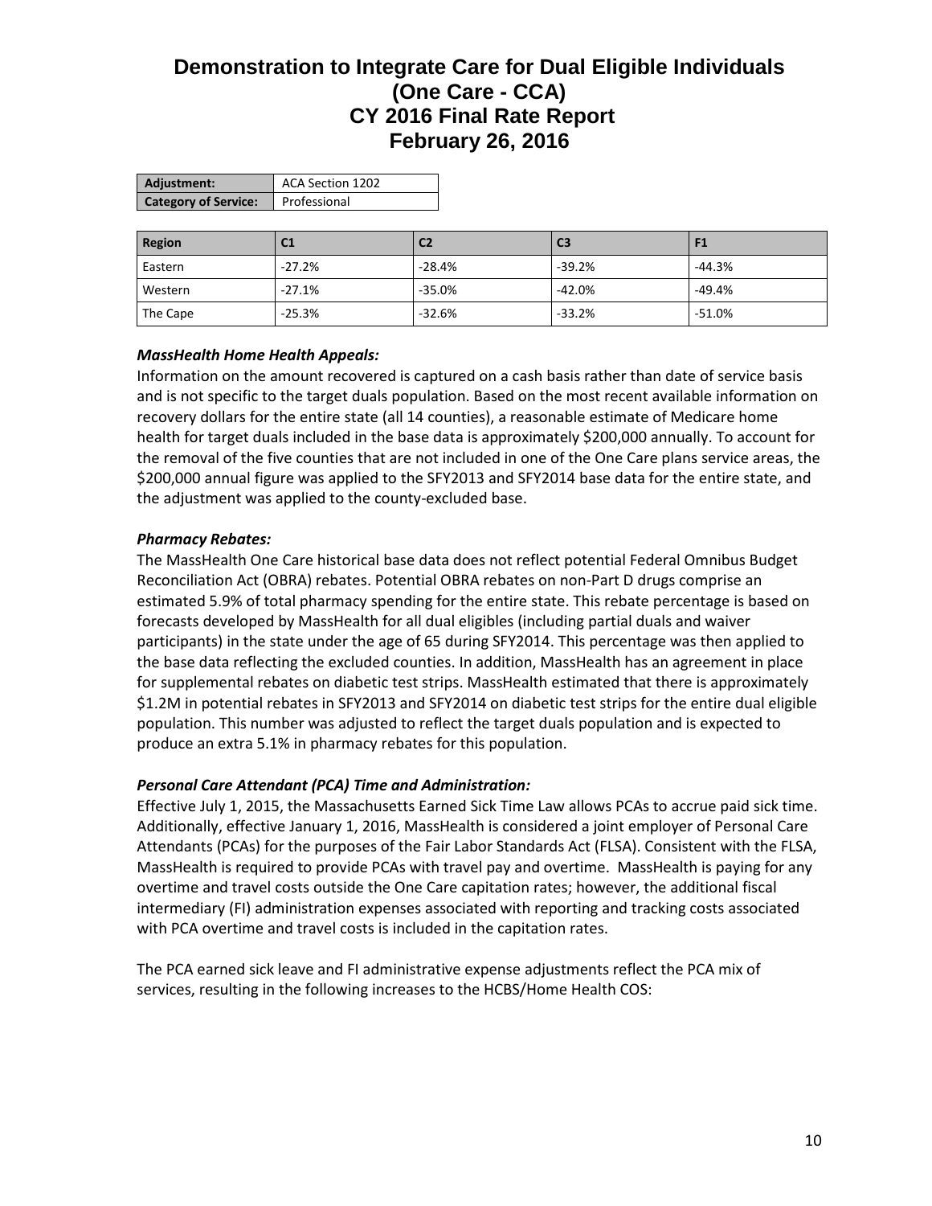# Demonstration to Integrate Care for Dual Eligible Individuals (One Care - CCA) CY 2016 Final Rate Report February 26, 2016

| Adjustment: | ACA Section 1202 |
|---|---|
| Category of Service: | Professional |

| Region | C1 | C2 | C3 | F1 |
|---|---|---|---|---|
| Eastern | -27.2% | -28.4% | -39.2% | -44.3% |
| Western | -27.1% | -35.0% | -42.0% | -49.4% |
| The Cape | -25.3% | -32.6% | -33.2% | -51.0% |

***MassHealth Home Health Appeals:***

Information on the amount recovered is captured on a cash basis rather than date of service basis and is not specific to the target duals population. Based on the most recent available information on recovery dollars for the entire state (all 14 counties), a reasonable estimate of Medicare home health for target duals included in the base data is approximately $200,000 annually. To account for the removal of the five counties that are not included in one of the One Care plans service areas, the $200,000 annual figure was applied to the SFY2013 and SFY2014 base data for the entire state, and the adjustment was applied to the county-excluded base.

***Pharmacy Rebates:***

The MassHealth One Care historical base data does not reflect potential Federal Omnibus Budget Reconciliation Act (OBRA) rebates. Potential OBRA rebates on non-Part D drugs comprise an estimated 5.9% of total pharmacy spending for the entire state. This rebate percentage is based on forecasts developed by MassHealth for all dual eligibles (including partial duals and waiver participants) in the state under the age of 65 during SFY2014. This percentage was then applied to the base data reflecting the excluded counties. In addition, MassHealth has an agreement in place for supplemental rebates on diabetic test strips. MassHealth estimated that there is approximately $1.2M in potential rebates in SFY2013 and SFY2014 on diabetic test strips for the entire dual eligible population. This number was adjusted to reflect the target duals population and is expected to produce an extra 5.1% in pharmacy rebates for this population.

***Personal Care Attendant (PCA) Time and Administration:***

Effective July 1, 2015, the Massachusetts Earned Sick Time Law allows PCAs to accrue paid sick time. Additionally, effective January 1, 2016, MassHealth is considered a joint employer of Personal Care Attendants (PCAs) for the purposes of the Fair Labor Standards Act (FLSA). Consistent with the FLSA, MassHealth is required to provide PCAs with travel pay and overtime. MassHealth is paying for any overtime and travel costs outside the One Care capitation rates; however, the additional fiscal intermediary (FI) administration expenses associated with reporting and tracking costs associated with PCA overtime and travel costs is included in the capitation rates.

The PCA earned sick leave and FI administrative expense adjustments reflect the PCA mix of services, resulting in the following increases to the HCBS/Home Health COS: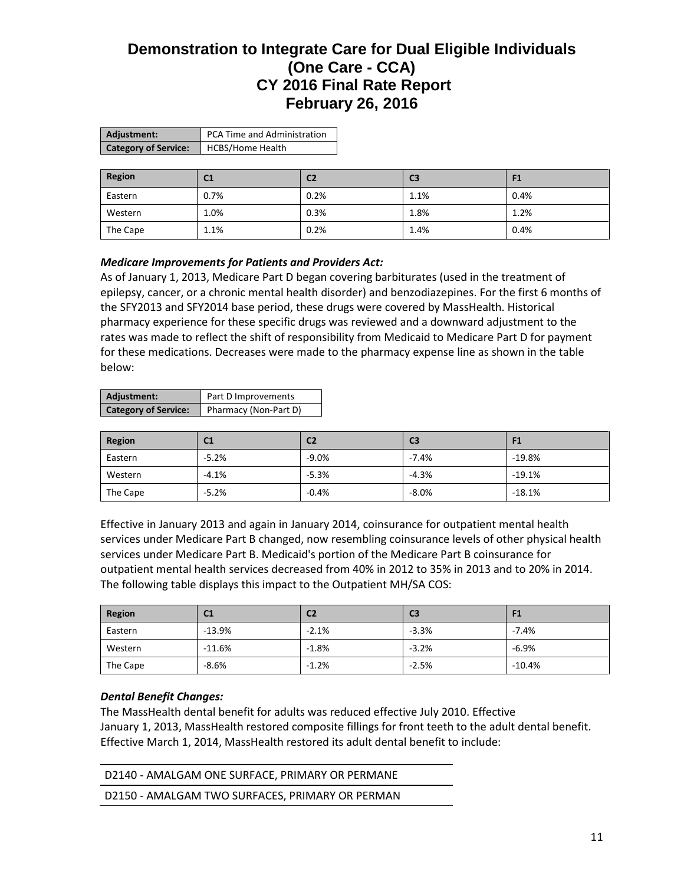# Demonstration to Integrate Care for Dual Eligible Individuals (One Care - CCA) CY 2016 Final Rate Report February 26, 2016

| Adjustment: | PCA Time and Administration |
|---|---|
| Category of Service: | HCBS/Home Health |

| Region | C1 | C2 | C3 | F1 |
|---|---|---|---|---|
| Eastern | 0.7% | 0.2% | 1.1% | 0.4% |
| Western | 1.0% | 0.3% | 1.8% | 1.2% |
| The Cape | 1.1% | 0.2% | 1.4% | 0.4% |

***Medicare Improvements for Patients and Providers Act:***

As of January 1, 2013, Medicare Part D began covering barbiturates (used in the treatment of epilepsy, cancer, or a chronic mental health disorder) and benzodiazepines. For the first 6 months of the SFY2013 and SFY2014 base period, these drugs were covered by MassHealth. Historical pharmacy experience for these specific drugs was reviewed and a downward adjustment to the rates was made to reflect the shift of responsibility from Medicaid to Medicare Part D for payment for these medications. Decreases were made to the pharmacy expense line as shown in the table below:

| Adjustment: | Part D Improvements |
|---|---|
| Category of Service: | Pharmacy (Non-Part D) |

| Region | C1 | C2 | C3 | F1 |
|---|---|---|---|---|
| Eastern | -5.2% | -9.0% | -7.4% | -19.8% |
| Western | -4.1% | -5.3% | -4.3% | -19.1% |
| The Cape | -5.2% | -0.4% | -8.0% | -18.1% |

Effective in January 2013 and again in January 2014, coinsurance for outpatient mental health services under Medicare Part B changed, now resembling coinsurance levels of other physical health services under Medicare Part B. Medicaid's portion of the Medicare Part B coinsurance for outpatient mental health services decreased from 40% in 2012 to 35% in 2013 and to 20% in 2014. The following table displays this impact to the Outpatient MH/SA COS:

| Region | C1 | C2 | C3 | F1 |
|---|---|---|---|---|
| Eastern | -13.9% | -2.1% | -3.3% | -7.4% |
| Western | -11.6% | -1.8% | -3.2% | -6.9% |
| The Cape | -8.6% | -1.2% | -2.5% | -10.4% |

***Dental Benefit Changes:***

The MassHealth dental benefit for adults was reduced effective July 2010. Effective January 1, 2013, MassHealth restored composite fillings for front teeth to the adult dental benefit. Effective March 1, 2014, MassHealth restored its adult dental benefit to include:

| |
|---|
| D2140 - AMALGAM ONE SURFACE, PRIMARY OR PERMANE |
| D2150 - AMALGAM TWO SURFACES, PRIMARY OR PERMAN |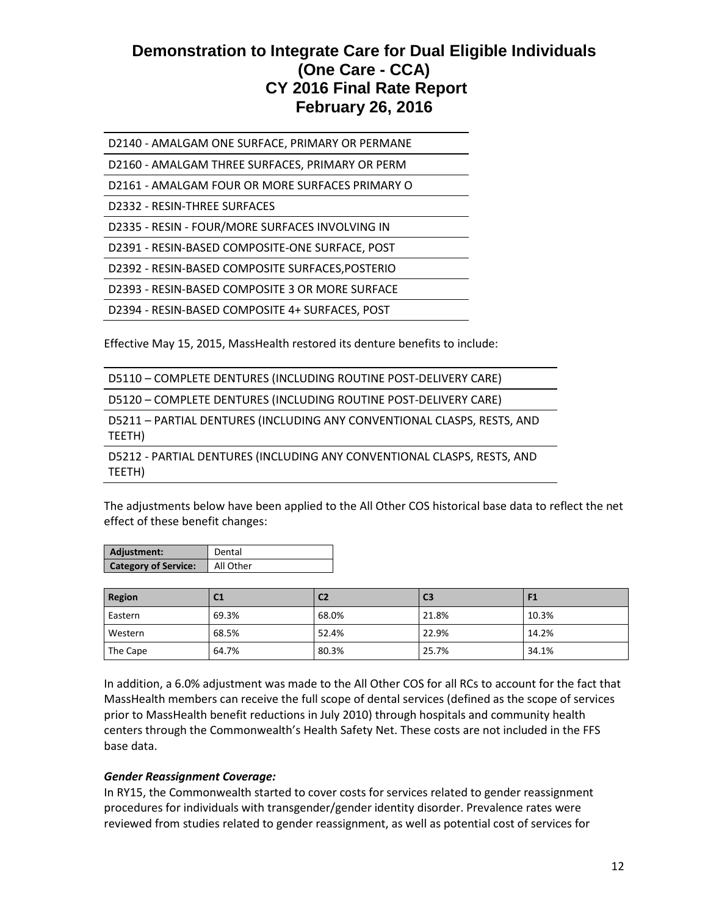| D2140 - AMALGAM ONE SURFACE, PRIMARY OR PERMANE |
|---|
| D2160 - AMALGAM THREE SURFACES, PRIMARY OR PERM |
| D2161 - AMALGAM FOUR OR MORE SURFACES PRIMARY O |
| D2332 - RESIN-THREE SURFACES |
| D2335 - RESIN - FOUR/MORE SURFACES INVOLVING IN |
| D2391 - RESIN-BASED COMPOSITE-ONE SURFACE, POST |
| D2392 - RESIN-BASED COMPOSITE SURFACES,POSTERIO |
| D2393 - RESIN-BASED COMPOSITE 3 OR MORE SURFACE |
| D2394 - RESIN-BASED COMPOSITE 4+ SURFACES, POST |

Effective May 15, 2015, MassHealth restored its denture benefits to include:

| D5110 – COMPLETE DENTURES (INCLUDING ROUTINE POST-DELIVERY CARE) |
|---|
| D5120 – COMPLETE DENTURES (INCLUDING ROUTINE POST-DELIVERY CARE) |
| D5211 – PARTIAL DENTURES (INCLUDING ANY CONVENTIONAL CLASPS, RESTS, AND TEETH) |
| D5212 - PARTIAL DENTURES (INCLUDING ANY CONVENTIONAL CLASPS, RESTS, AND TEETH) |

The adjustments below have been applied to the All Other COS historical base data to reflect the net effect of these benefit changes:

| Adjustment: | Dental |
|---|---|
| Category of Service: | All Other |

| Region | C1 | C2 | C3 | F1 |
|---|---|---|---|---|
| Eastern | 69.3% | 68.0% | 21.8% | 10.3% |
| Western | 68.5% | 52.4% | 22.9% | 14.2% |
| The Cape | 64.7% | 80.3% | 25.7% | 34.1% |

In addition, a 6.0% adjustment was made to the All Other COS for all RCs to account for the fact that MassHealth members can receive the full scope of dental services (defined as the scope of services prior to MassHealth benefit reductions in July 2010) through hospitals and community health centers through the Commonwealth's Health Safety Net. These costs are not included in the FFS base data.

***Gender Reassignment Coverage:***

In RY15, the Commonwealth started to cover costs for services related to gender reassignment procedures for individuals with transgender/gender identity disorder. Prevalence rates were reviewed from studies related to gender reassignment, as well as potential cost of services for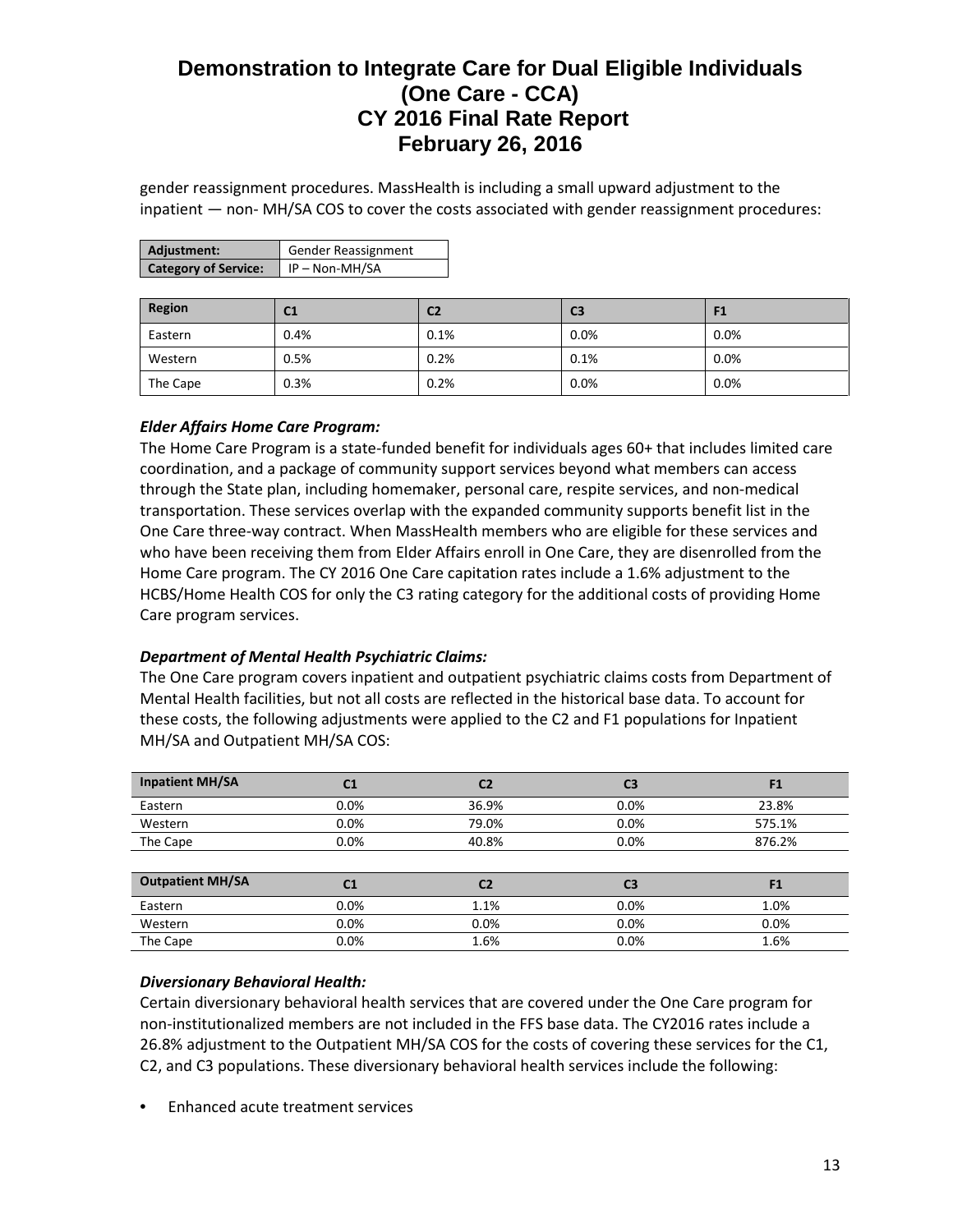gender reassignment procedures. MassHealth is including a small upward adjustment to the inpatient — non- MH/SA COS to cover the costs associated with gender reassignment procedures:

| **Adjustment:** | Gender Reassignment |
|---|---|
| **Category of Service:** | IP – Non-MH/SA |

| Region | C1 | C2 | C3 | F1 |
|---|---|---|---|---|
| Eastern | 0.4% | 0.1% | 0.0% | 0.0% |
| Western | 0.5% | 0.2% | 0.1% | 0.0% |
| The Cape | 0.3% | 0.2% | 0.0% | 0.0% |

***Elder Affairs Home Care Program:***

The Home Care Program is a state-funded benefit for individuals ages 60+ that includes limited care coordination, and a package of community support services beyond what members can access through the State plan, including homemaker, personal care, respite services, and non-medical transportation. These services overlap with the expanded community supports benefit list in the One Care three-way contract. When MassHealth members who are eligible for these services and who have been receiving them from Elder Affairs enroll in One Care, they are disenrolled from the Home Care program. The CY 2016 One Care capitation rates include a 1.6% adjustment to the HCBS/Home Health COS for only the C3 rating category for the additional costs of providing Home Care program services.

***Department of Mental Health Psychiatric Claims:***

The One Care program covers inpatient and outpatient psychiatric claims costs from Department of Mental Health facilities, but not all costs are reflected in the historical base data. To account for these costs, the following adjustments were applied to the C2 and F1 populations for Inpatient MH/SA and Outpatient MH/SA COS:

| Inpatient MH/SA | C1 | C2 | C3 | F1 |
|---|---|---|---|---|
| Eastern | 0.0% | 36.9% | 0.0% | 23.8% |
| Western | 0.0% | 79.0% | 0.0% | 575.1% |
| The Cape | 0.0% | 40.8% | 0.0% | 876.2% |

| Outpatient MH/SA | C1 | C2 | C3 | F1 |
|---|---|---|---|---|
| Eastern | 0.0% | 1.1% | 0.0% | 1.0% |
| Western | 0.0% | 0.0% | 0.0% | 0.0% |
| The Cape | 0.0% | 1.6% | 0.0% | 1.6% |

***Diversionary Behavioral Health:***

Certain diversionary behavioral health services that are covered under the One Care program for non-institutionalized members are not included in the FFS base data. The CY2016 rates include a 26.8% adjustment to the Outpatient MH/SA COS for the costs of covering these services for the C1, C2, and C3 populations. These diversionary behavioral health services include the following:

- Enhanced acute treatment services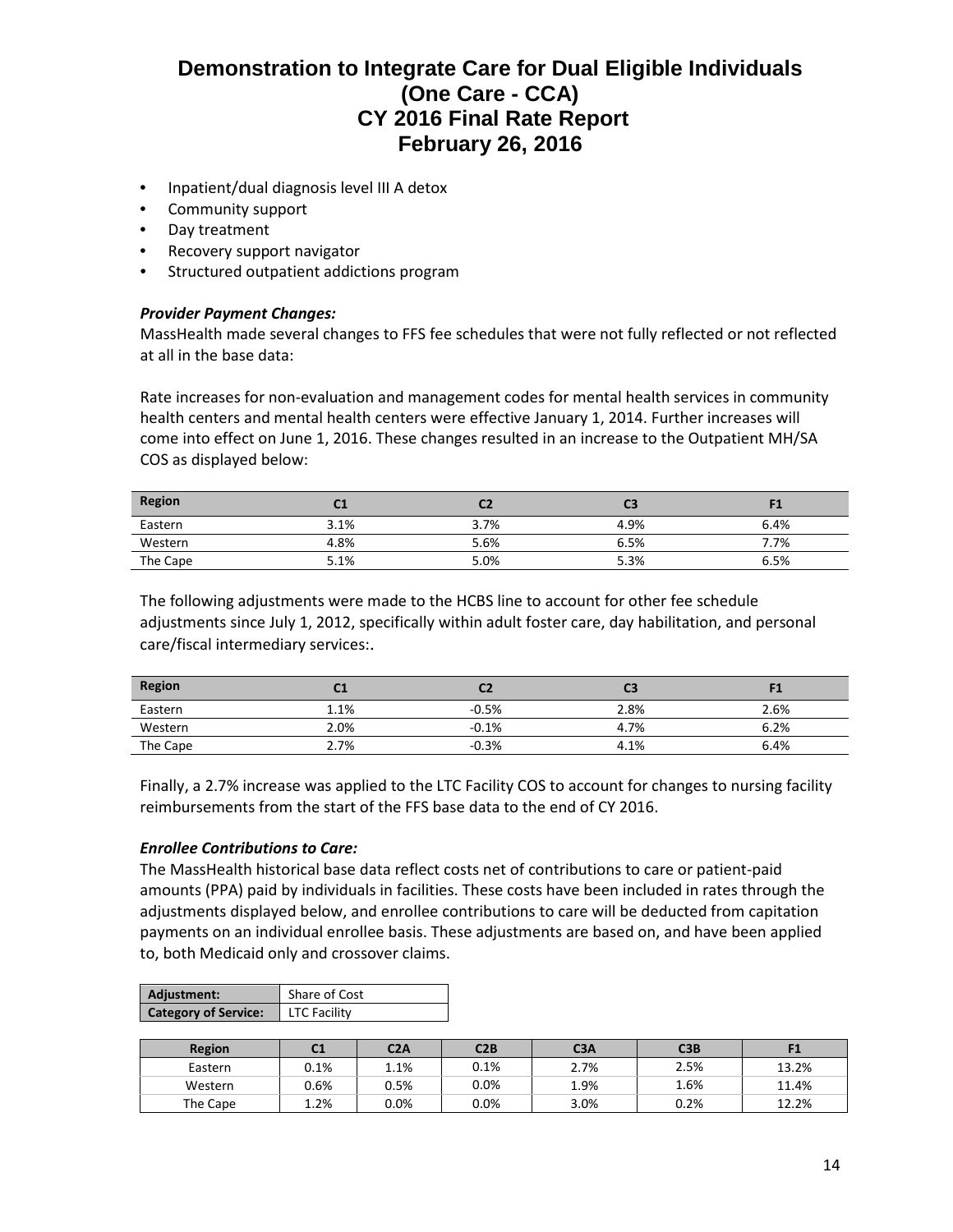- Inpatient/dual diagnosis level III A detox
- Community support
- Day treatment
- Recovery support navigator
- Structured outpatient addictions program

***Provider Payment Changes:***

MassHealth made several changes to FFS fee schedules that were not fully reflected or not reflected at all in the base data:

Rate increases for non-evaluation and management codes for mental health services in community health centers and mental health centers were effective January 1, 2014. Further increases will come into effect on June 1, 2016. These changes resulted in an increase to the Outpatient MH/SA COS as displayed below:

| Region | C1 | C2 | C3 | F1 |
|---|---|---|---|---|
| Eastern | 3.1% | 3.7% | 4.9% | 6.4% |
| Western | 4.8% | 5.6% | 6.5% | 7.7% |
| The Cape | 5.1% | 5.0% | 5.3% | 6.5% |

The following adjustments were made to the HCBS line to account for other fee schedule adjustments since July 1, 2012, specifically within adult foster care, day habilitation, and personal care/fiscal intermediary services:.

| Region | C1 | C2 | C3 | F1 |
|---|---|---|---|---|
| Eastern | 1.1% | -0.5% | 2.8% | 2.6% |
| Western | 2.0% | -0.1% | 4.7% | 6.2% |
| The Cape | 2.7% | -0.3% | 4.1% | 6.4% |

Finally, a 2.7% increase was applied to the LTC Facility COS to account for changes to nursing facility reimbursements from the start of the FFS base data to the end of CY 2016.

***Enrollee Contributions to Care:***

The MassHealth historical base data reflect costs net of contributions to care or patient-paid amounts (PPA) paid by individuals in facilities. These costs have been included in rates through the adjustments displayed below, and enrollee contributions to care will be deducted from capitation payments on an individual enrollee basis. These adjustments are based on, and have been applied to, both Medicaid only and crossover claims.

| **Adjustment:** | Share of Cost |
|---|---|
| **Category of Service:** | LTC Facility |

| Region | C1 | C2A | C2B | C3A | C3B | F1 |
|---|---|---|---|---|---|---|
| Eastern | 0.1% | 1.1% | 0.1% | 2.7% | 2.5% | 13.2% |
| Western | 0.6% | 0.5% | 0.0% | 1.9% | 1.6% | 11.4% |
| The Cape | 1.2% | 0.0% | 0.0% | 3.0% | 0.2% | 12.2% |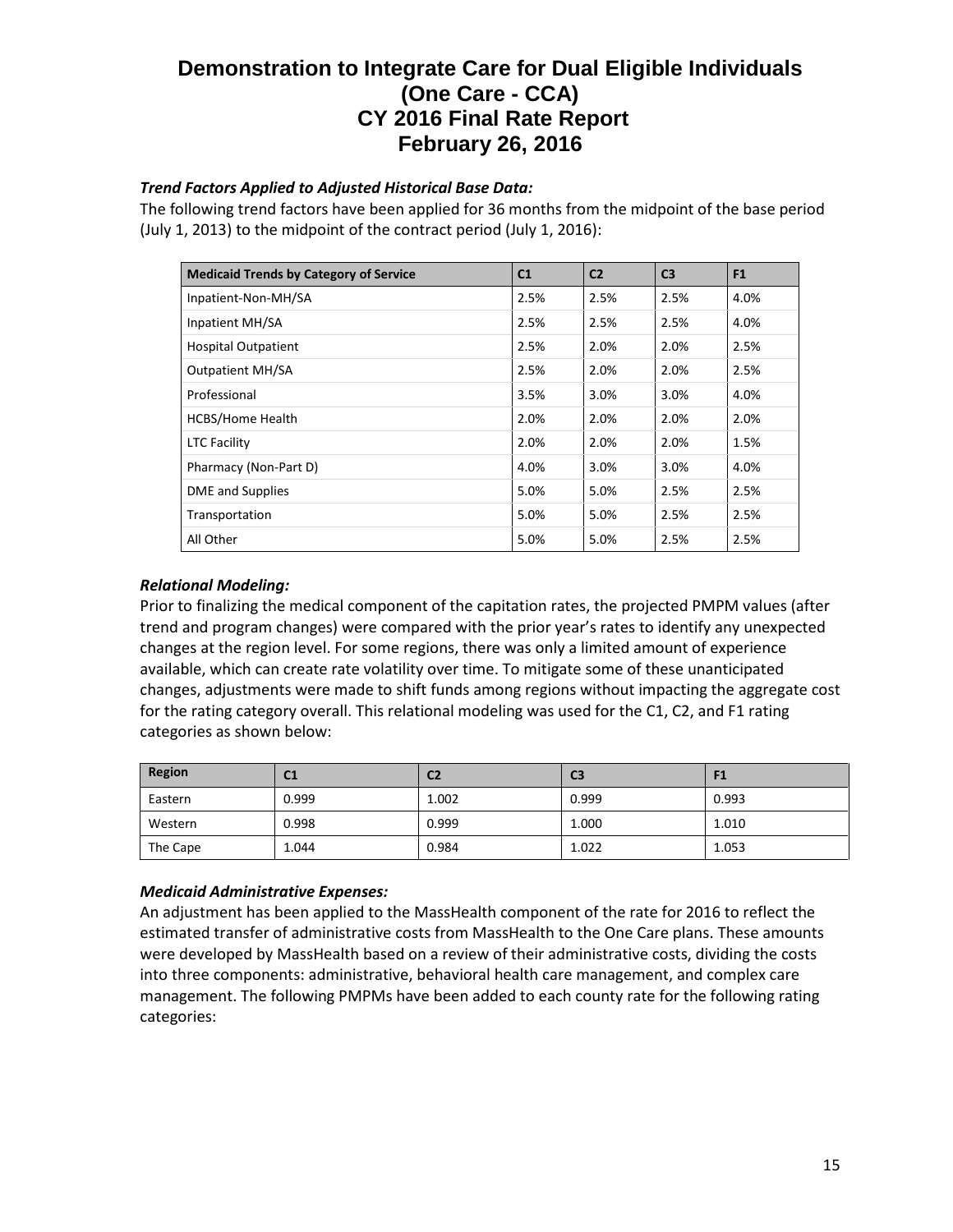### *Trend Factors Applied to Adjusted Historical Base Data:*

The following trend factors have been applied for 36 months from the midpoint of the base period (July 1, 2013) to the midpoint of the contract period (July 1, 2016):

| Medicaid Trends by Category of Service | C1 | C2 | C3 | F1 |
|---|---|---|---|---|
| Inpatient-Non-MH/SA | 2.5% | 2.5% | 2.5% | 4.0% |
| Inpatient MH/SA | 2.5% | 2.5% | 2.5% | 4.0% |
| Hospital Outpatient | 2.5% | 2.0% | 2.0% | 2.5% |
| Outpatient MH/SA | 2.5% | 2.0% | 2.0% | 2.5% |
| Professional | 3.5% | 3.0% | 3.0% | 4.0% |
| HCBS/Home Health | 2.0% | 2.0% | 2.0% | 2.0% |
| LTC Facility | 2.0% | 2.0% | 2.0% | 1.5% |
| Pharmacy (Non-Part D) | 4.0% | 3.0% | 3.0% | 4.0% |
| DME and Supplies | 5.0% | 5.0% | 2.5% | 2.5% |
| Transportation | 5.0% | 5.0% | 2.5% | 2.5% |
| All Other | 5.0% | 5.0% | 2.5% | 2.5% |

### *Relational Modeling:*

Prior to finalizing the medical component of the capitation rates, the projected PMPM values (after trend and program changes) were compared with the prior year's rates to identify any unexpected changes at the region level. For some regions, there was only a limited amount of experience available, which can create rate volatility over time. To mitigate some of these unanticipated changes, adjustments were made to shift funds among regions without impacting the aggregate cost for the rating category overall. This relational modeling was used for the C1, C2, and F1 rating categories as shown below:

| Region | C1 | C2 | C3 | F1 |
|---|---|---|---|---|
| Eastern | 0.999 | 1.002 | 0.999 | 0.993 |
| Western | 0.998 | 0.999 | 1.000 | 1.010 |
| The Cape | 1.044 | 0.984 | 1.022 | 1.053 |

### *Medicaid Administrative Expenses:*

An adjustment has been applied to the MassHealth component of the rate for 2016 to reflect the estimated transfer of administrative costs from MassHealth to the One Care plans. These amounts were developed by MassHealth based on a review of their administrative costs, dividing the costs into three components: administrative, behavioral health care management, and complex care management. The following PMPMs have been added to each county rate for the following rating categories: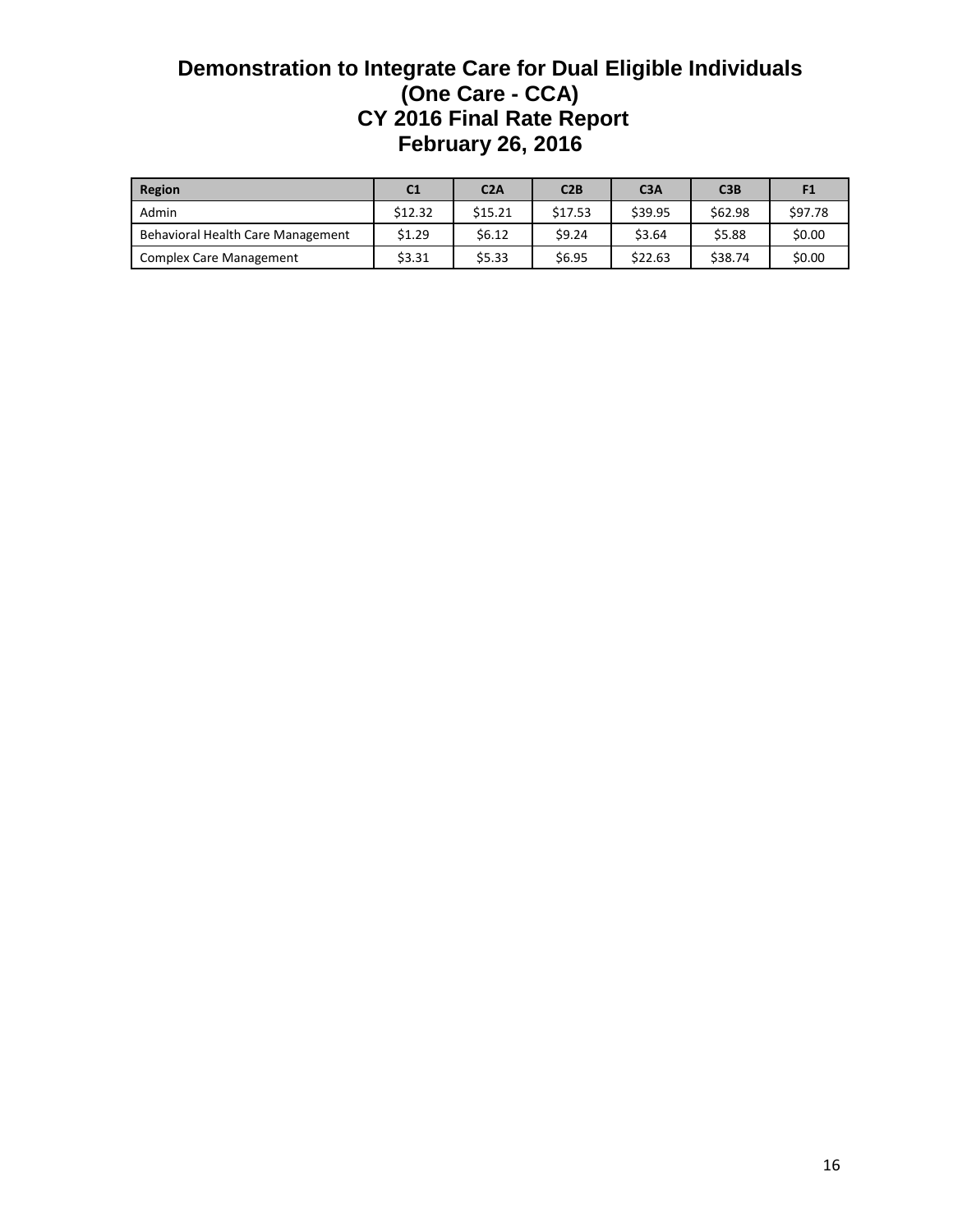# Demonstration to Integrate Care for Dual Eligible Individuals
# (One Care - CCA)
# CY 2016 Final Rate Report
# February 26, 2016

| Region | C1 | C2A | C2B | C3A | C3B | F1 |
|---|---|---|---|---|---|---|
| Admin | $12.32 | $15.21 | $17.53 | $39.95 | $62.98 | $97.78 |
| Behavioral Health Care Management | $1.29 | $6.12 | $9.24 | $3.64 | $5.88 | $0.00 |
| Complex Care Management | $3.31 | $5.33 | $6.95 | $22.63 | $38.74 | $0.00 |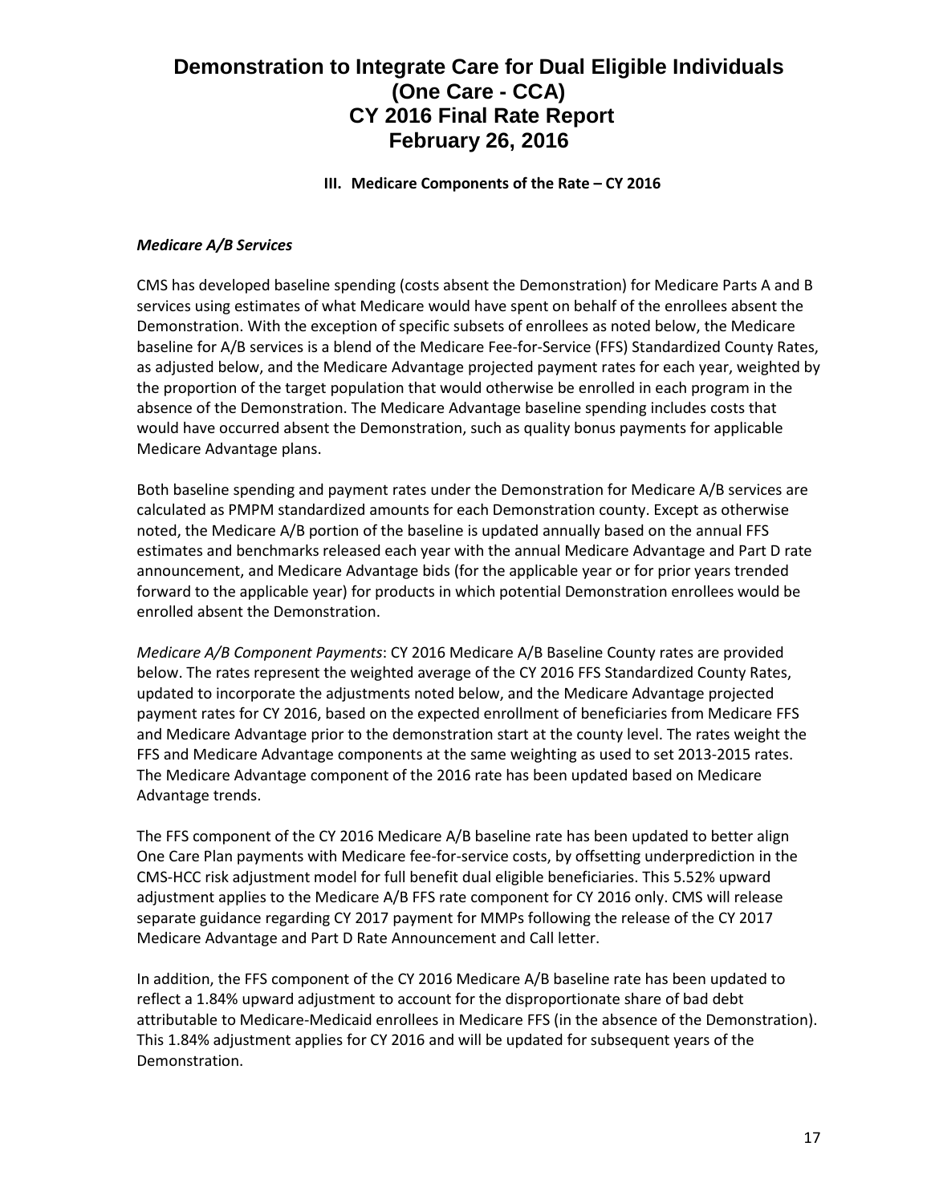### III. Medicare Components of the Rate – CY 2016

***Medicare A/B Services***

CMS has developed baseline spending (costs absent the Demonstration) for Medicare Parts A and B services using estimates of what Medicare would have spent on behalf of the enrollees absent the Demonstration. With the exception of specific subsets of enrollees as noted below, the Medicare baseline for A/B services is a blend of the Medicare Fee-for-Service (FFS) Standardized County Rates, as adjusted below, and the Medicare Advantage projected payment rates for each year, weighted by the proportion of the target population that would otherwise be enrolled in each program in the absence of the Demonstration. The Medicare Advantage baseline spending includes costs that would have occurred absent the Demonstration, such as quality bonus payments for applicable Medicare Advantage plans.

Both baseline spending and payment rates under the Demonstration for Medicare A/B services are calculated as PMPM standardized amounts for each Demonstration county. Except as otherwise noted, the Medicare A/B portion of the baseline is updated annually based on the annual FFS estimates and benchmarks released each year with the annual Medicare Advantage and Part D rate announcement, and Medicare Advantage bids (for the applicable year or for prior years trended forward to the applicable year) for products in which potential Demonstration enrollees would be enrolled absent the Demonstration.

*Medicare A/B Component Payments*: CY 2016 Medicare A/B Baseline County rates are provided below. The rates represent the weighted average of the CY 2016 FFS Standardized County Rates, updated to incorporate the adjustments noted below, and the Medicare Advantage projected payment rates for CY 2016, based on the expected enrollment of beneficiaries from Medicare FFS and Medicare Advantage prior to the demonstration start at the county level. The rates weight the FFS and Medicare Advantage components at the same weighting as used to set 2013-2015 rates. The Medicare Advantage component of the 2016 rate has been updated based on Medicare Advantage trends.

The FFS component of the CY 2016 Medicare A/B baseline rate has been updated to better align One Care Plan payments with Medicare fee-for-service costs, by offsetting underprediction in the CMS-HCC risk adjustment model for full benefit dual eligible beneficiaries. This 5.52% upward adjustment applies to the Medicare A/B FFS rate component for CY 2016 only. CMS will release separate guidance regarding CY 2017 payment for MMPs following the release of the CY 2017 Medicare Advantage and Part D Rate Announcement and Call letter.

In addition, the FFS component of the CY 2016 Medicare A/B baseline rate has been updated to reflect a 1.84% upward adjustment to account for the disproportionate share of bad debt attributable to Medicare-Medicaid enrollees in Medicare FFS (in the absence of the Demonstration). This 1.84% adjustment applies for CY 2016 and will be updated for subsequent years of the Demonstration.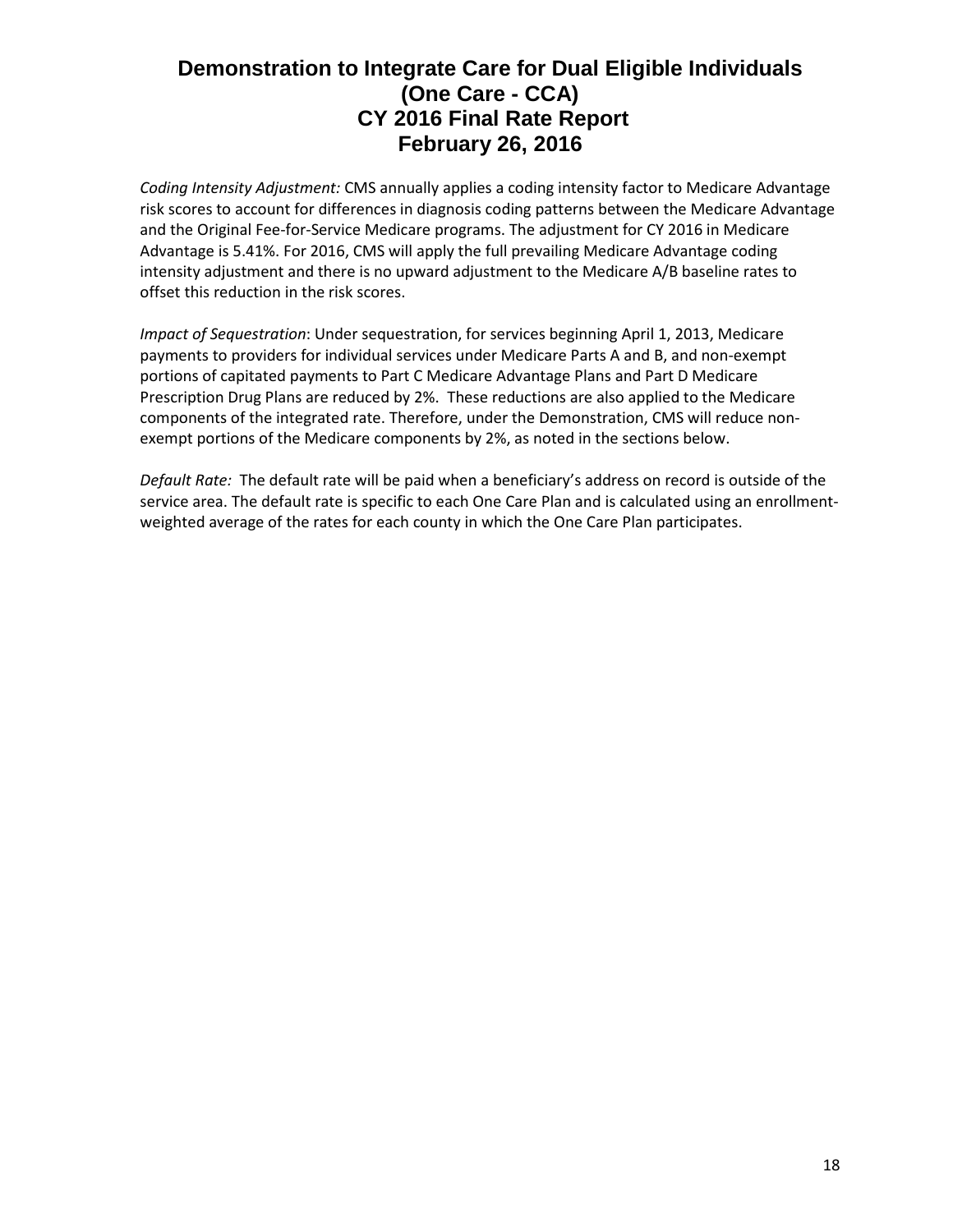*Coding Intensity Adjustment:* CMS annually applies a coding intensity factor to Medicare Advantage risk scores to account for differences in diagnosis coding patterns between the Medicare Advantage and the Original Fee-for-Service Medicare programs. The adjustment for CY 2016 in Medicare Advantage is 5.41%. For 2016, CMS will apply the full prevailing Medicare Advantage coding intensity adjustment and there is no upward adjustment to the Medicare A/B baseline rates to offset this reduction in the risk scores.

*Impact of Sequestration*: Under sequestration, for services beginning April 1, 2013, Medicare payments to providers for individual services under Medicare Parts A and B, and non-exempt portions of capitated payments to Part C Medicare Advantage Plans and Part D Medicare Prescription Drug Plans are reduced by 2%. These reductions are also applied to the Medicare components of the integrated rate. Therefore, under the Demonstration, CMS will reduce non-exempt portions of the Medicare components by 2%, as noted in the sections below.

*Default Rate:* The default rate will be paid when a beneficiary's address on record is outside of the service area. The default rate is specific to each One Care Plan and is calculated using an enrollment-weighted average of the rates for each county in which the One Care Plan participates.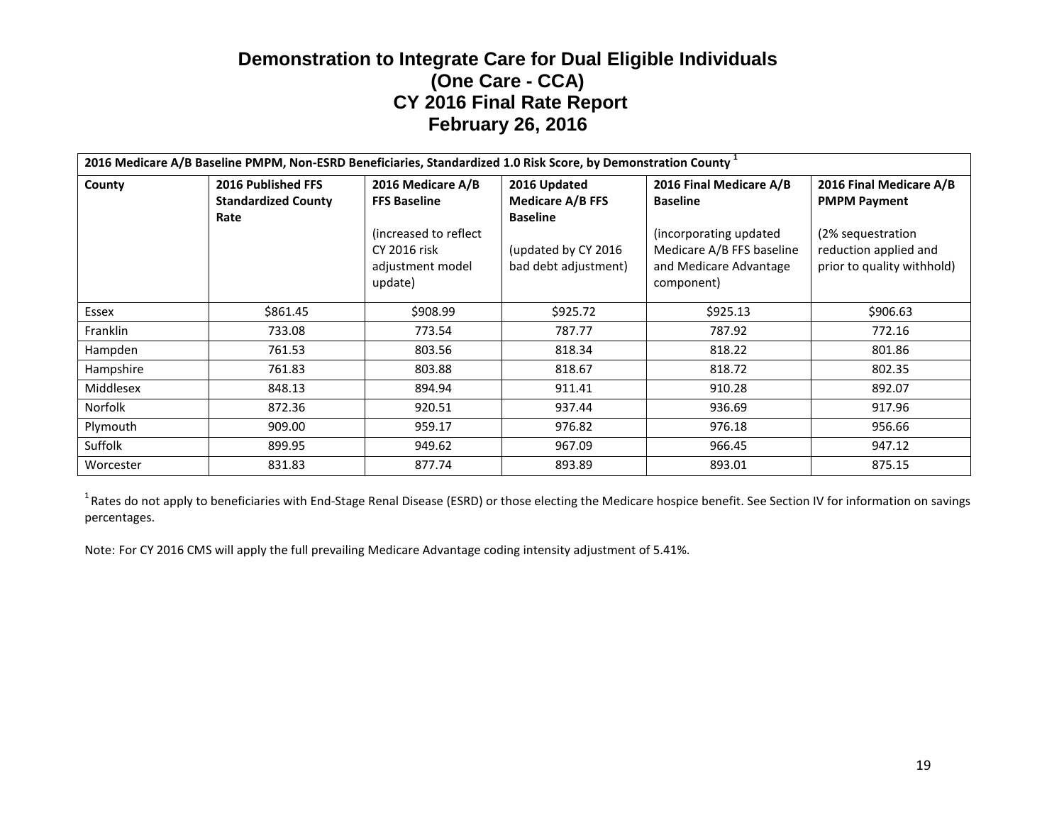# Demonstration to Integrate Care for Dual Eligible Individuals
# (One Care - CCA)
# CY 2016 Final Rate Report
# February 26, 2016

**2016 Medicare A/B Baseline PMPM, Non-ESRD Beneficiaries, Standardized 1.0 Risk Score, by Demonstration County [1]**

| County | 2016 Published FFS Standardized County Rate | 2016 Medicare A/B FFS Baseline (increased to reflect CY 2016 risk adjustment model update) | 2016 Updated Medicare A/B FFS Baseline (updated by CY 2016 bad debt adjustment) | 2016 Final Medicare A/B Baseline (incorporating updated Medicare A/B FFS baseline and Medicare Advantage component) | 2016 Final Medicare A/B PMPM Payment (2% sequestration reduction applied and prior to quality withhold) |
|---|---|---|---|---|---|
| Essex | $861.45 | $908.99 | $925.72 | $925.13 | $906.63 |
| Franklin | 733.08 | 773.54 | 787.77 | 787.92 | 772.16 |
| Hampden | 761.53 | 803.56 | 818.34 | 818.22 | 801.86 |
| Hampshire | 761.83 | 803.88 | 818.67 | 818.72 | 802.35 |
| Middlesex | 848.13 | 894.94 | 911.41 | 910.28 | 892.07 |
| Norfolk | 872.36 | 920.51 | 937.44 | 936.69 | 917.96 |
| Plymouth | 909.00 | 959.17 | 976.82 | 976.18 | 956.66 |
| Suffolk | 899.95 | 949.62 | 967.09 | 966.45 | 947.12 |
| Worcester | 831.83 | 877.74 | 893.89 | 893.01 | 875.15 |

[1] Rates do not apply to beneficiaries with End-Stage Renal Disease (ESRD) or those electing the Medicare hospice benefit. See Section IV for information on savings percentages.

Note: For CY 2016 CMS will apply the full prevailing Medicare Advantage coding intensity adjustment of 5.41%.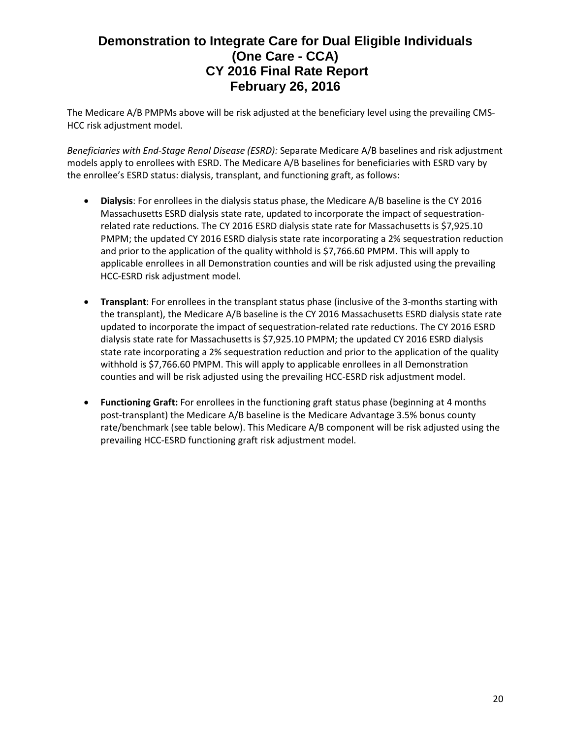The Medicare A/B PMPMs above will be risk adjusted at the beneficiary level using the prevailing CMS-HCC risk adjustment model.

*Beneficiaries with End-Stage Renal Disease (ESRD):* Separate Medicare A/B baselines and risk adjustment models apply to enrollees with ESRD. The Medicare A/B baselines for beneficiaries with ESRD vary by the enrollee's ESRD status: dialysis, transplant, and functioning graft, as follows:

- **Dialysis**: For enrollees in the dialysis status phase, the Medicare A/B baseline is the CY 2016 Massachusetts ESRD dialysis state rate, updated to incorporate the impact of sequestration-related rate reductions. The CY 2016 ESRD dialysis state rate for Massachusetts is $7,925.10 PMPM; the updated CY 2016 ESRD dialysis state rate incorporating a 2% sequestration reduction and prior to the application of the quality withhold is $7,766.60 PMPM. This will apply to applicable enrollees in all Demonstration counties and will be risk adjusted using the prevailing HCC-ESRD risk adjustment model.

- **Transplant**: For enrollees in the transplant status phase (inclusive of the 3-months starting with the transplant), the Medicare A/B baseline is the CY 2016 Massachusetts ESRD dialysis state rate updated to incorporate the impact of sequestration-related rate reductions. The CY 2016 ESRD dialysis state rate for Massachusetts is $7,925.10 PMPM; the updated CY 2016 ESRD dialysis state rate incorporating a 2% sequestration reduction and prior to the application of the quality withhold is $7,766.60 PMPM. This will apply to applicable enrollees in all Demonstration counties and will be risk adjusted using the prevailing HCC-ESRD risk adjustment model.

- **Functioning Graft:** For enrollees in the functioning graft status phase (beginning at 4 months post-transplant) the Medicare A/B baseline is the Medicare Advantage 3.5% bonus county rate/benchmark (see table below). This Medicare A/B component will be risk adjusted using the prevailing HCC-ESRD functioning graft risk adjustment model.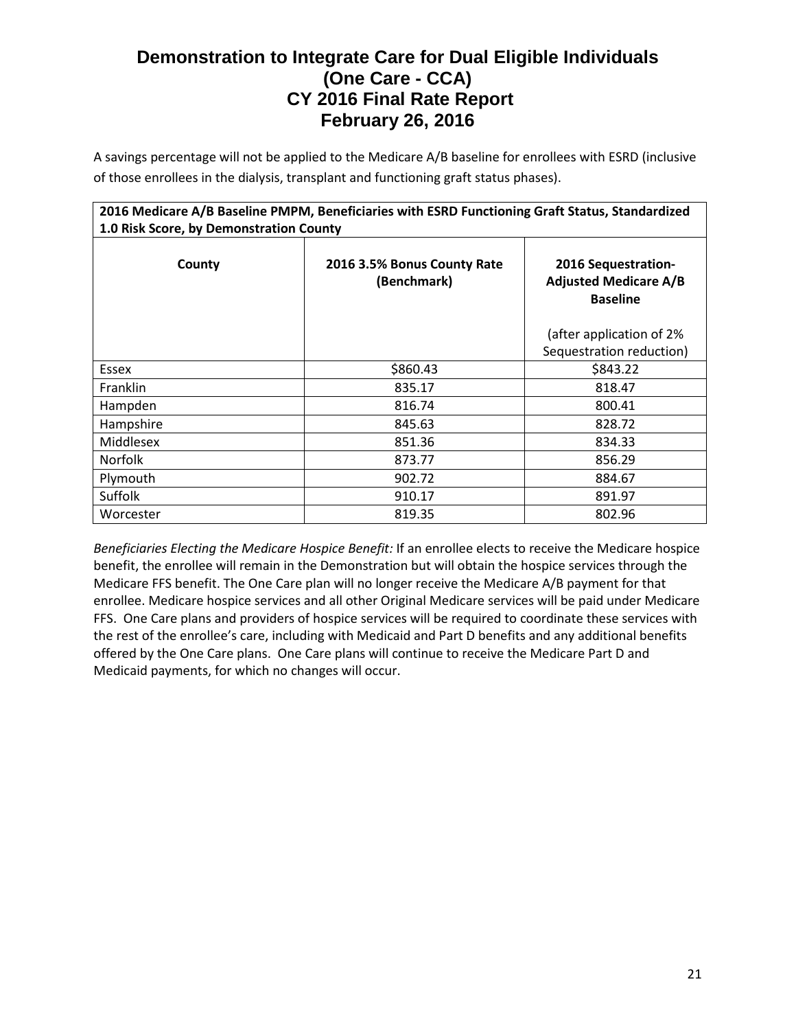A savings percentage will not be applied to the Medicare A/B baseline for enrollees with ESRD (inclusive of those enrollees in the dialysis, transplant and functioning graft status phases).

| **2016 Medicare A/B Baseline PMPM, Beneficiaries with ESRD Functioning Graft Status, Standardized 1.0 Risk Score, by Demonstration County** | | |
|---|---|---|
| **County** | **2016 3.5% Bonus County Rate (Benchmark)** | **2016 Sequestration-Adjusted Medicare A/B Baseline** (after application of 2% Sequestration reduction) |
| Essex | $860.43 | $843.22 |
| Franklin | 835.17 | 818.47 |
| Hampden | 816.74 | 800.41 |
| Hampshire | 845.63 | 828.72 |
| Middlesex | 851.36 | 834.33 |
| Norfolk | 873.77 | 856.29 |
| Plymouth | 902.72 | 884.67 |
| Suffolk | 910.17 | 891.97 |
| Worcester | 819.35 | 802.96 |

*Beneficiaries Electing the Medicare Hospice Benefit:* If an enrollee elects to receive the Medicare hospice benefit, the enrollee will remain in the Demonstration but will obtain the hospice services through the Medicare FFS benefit. The One Care plan will no longer receive the Medicare A/B payment for that enrollee. Medicare hospice services and all other Original Medicare services will be paid under Medicare FFS. One Care plans and providers of hospice services will be required to coordinate these services with the rest of the enrollee's care, including with Medicaid and Part D benefits and any additional benefits offered by the One Care plans. One Care plans will continue to receive the Medicare Part D and Medicaid payments, for which no changes will occur.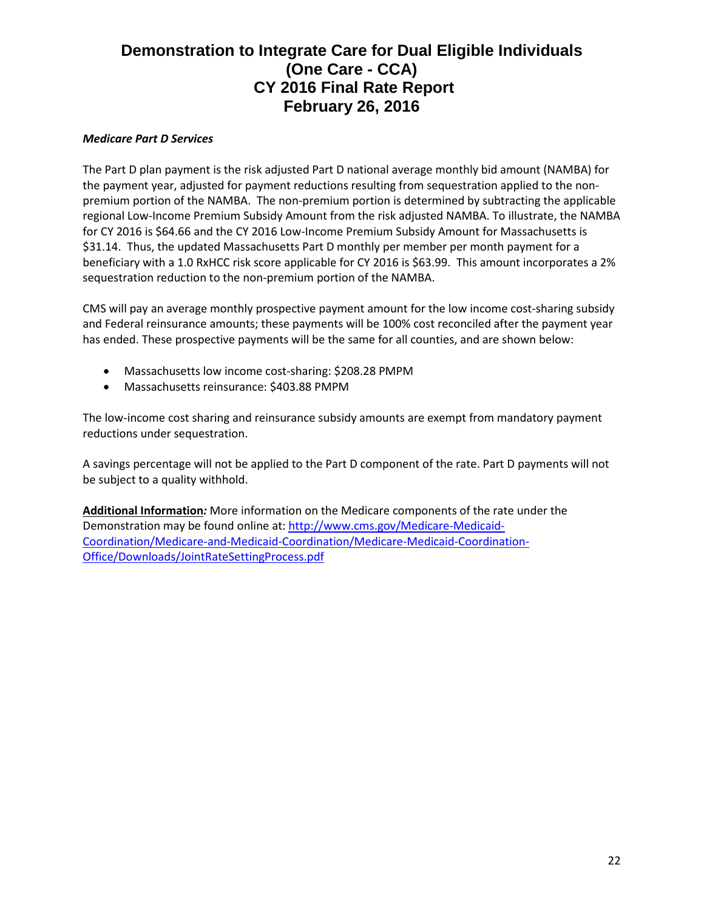***Medicare Part D Services***

The Part D plan payment is the risk adjusted Part D national average monthly bid amount (NAMBA) for the payment year, adjusted for payment reductions resulting from sequestration applied to the non-premium portion of the NAMBA. The non-premium portion is determined by subtracting the applicable regional Low-Income Premium Subsidy Amount from the risk adjusted NAMBA. To illustrate, the NAMBA for CY 2016 is $64.66 and the CY 2016 Low-Income Premium Subsidy Amount for Massachusetts is $31.14. Thus, the updated Massachusetts Part D monthly per member per month payment for a beneficiary with a 1.0 RxHCC risk score applicable for CY 2016 is $63.99. This amount incorporates a 2% sequestration reduction to the non-premium portion of the NAMBA.

CMS will pay an average monthly prospective payment amount for the low income cost-sharing subsidy and Federal reinsurance amounts; these payments will be 100% cost reconciled after the payment year has ended. These prospective payments will be the same for all counties, and are shown below:

- Massachusetts low income cost-sharing: $208.28 PMPM
- Massachusetts reinsurance: $403.88 PMPM

The low-income cost sharing and reinsurance subsidy amounts are exempt from mandatory payment reductions under sequestration.

A savings percentage will not be applied to the Part D component of the rate. Part D payments will not be subject to a quality withhold.

**Additional Information***:* More information on the Medicare components of the rate under the Demonstration may be found online at: [http://www.cms.gov/Medicare-Medicaid-Coordination/Medicare-and-Medicaid-Coordination/Medicare-Medicaid-Coordination-Office/Downloads/JointRateSettingProcess.pdf](http://www.cms.gov/Medicare-Medicaid-Coordination/Medicare-and-Medicaid-Coordination/Medicare-Medicaid-Coordination-Office/Downloads/JointRateSettingProcess.pdf)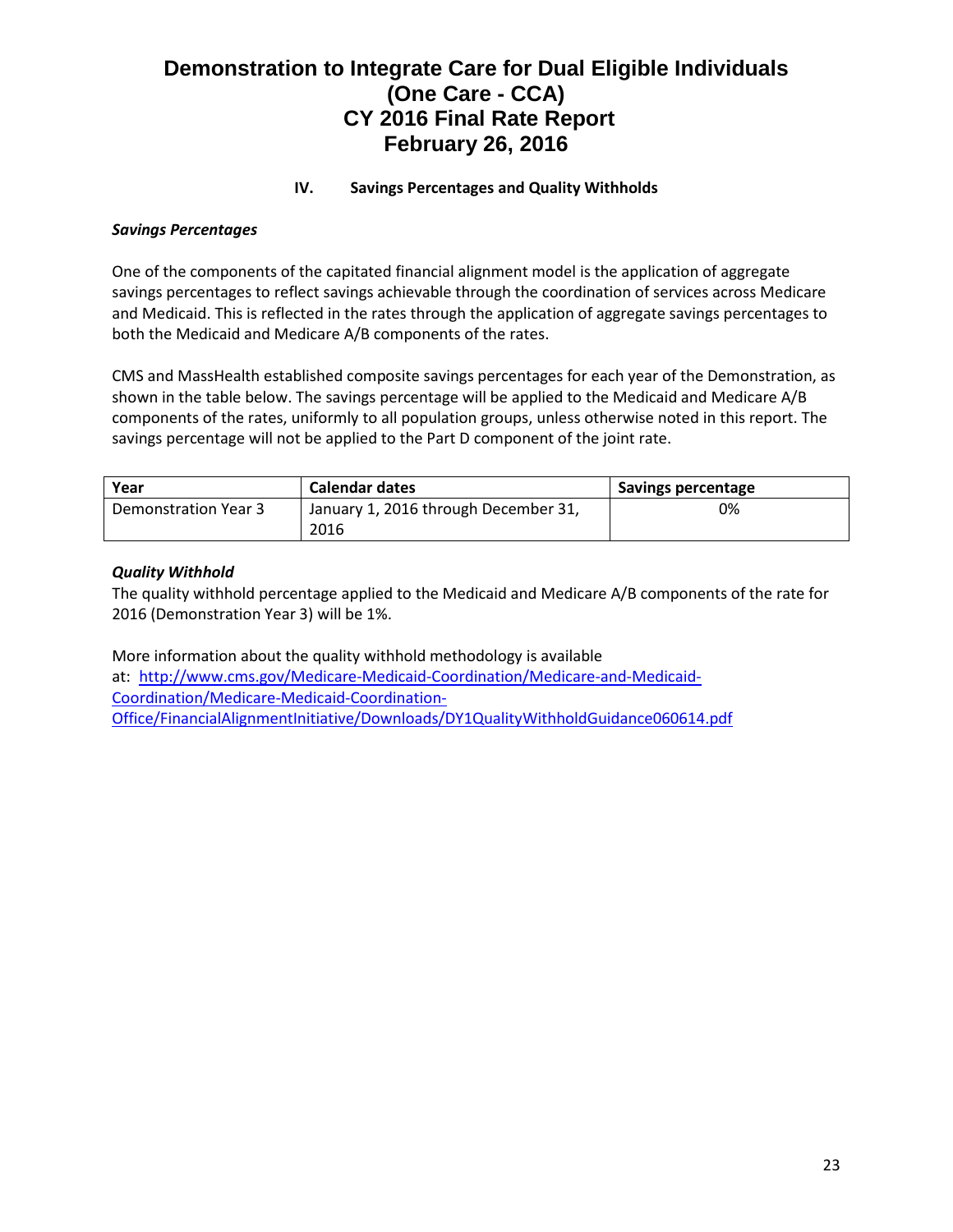# Demonstration to Integrate Care for Dual Eligible Individuals (One Care - CCA) CY 2016 Final Rate Report February 26, 2016

## IV. Savings Percentages and Quality Withholds

### *Savings Percentages*

One of the components of the capitated financial alignment model is the application of aggregate savings percentages to reflect savings achievable through the coordination of services across Medicare and Medicaid. This is reflected in the rates through the application of aggregate savings percentages to both the Medicaid and Medicare A/B components of the rates.

CMS and MassHealth established composite savings percentages for each year of the Demonstration, as shown in the table below. The savings percentage will be applied to the Medicaid and Medicare A/B components of the rates, uniformly to all population groups, unless otherwise noted in this report. The savings percentage will not be applied to the Part D component of the joint rate.

| Year | Calendar dates | Savings percentage |
|---|---|---|
| Demonstration Year 3 | January 1, 2016 through December 31, 2016 | 0% |

### *Quality Withhold*

The quality withhold percentage applied to the Medicaid and Medicare A/B components of the rate for 2016 (Demonstration Year 3) will be 1%.

More information about the quality withhold methodology is available at: http://www.cms.gov/Medicare-Medicaid-Coordination/Medicare-and-Medicaid-Coordination/Medicare-Medicaid-Coordination-Office/FinancialAlignmentInitiative/Downloads/DY1QualityWithholdGuidance060614.pdf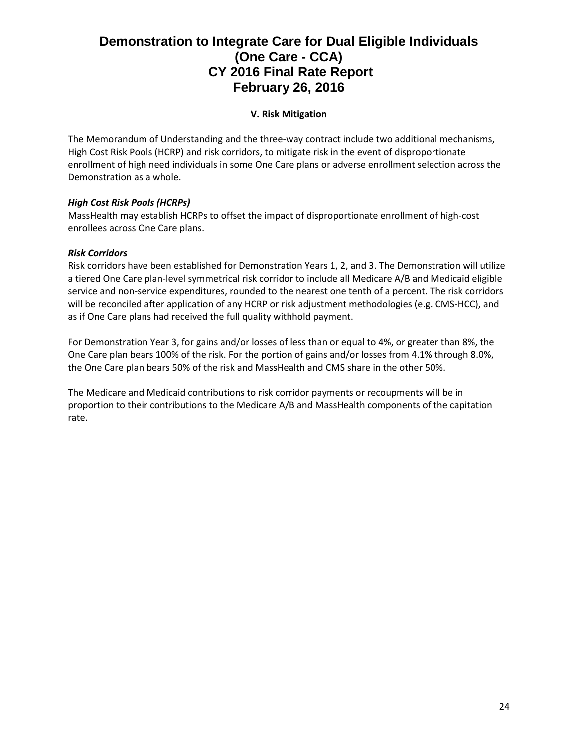### V. Risk Mitigation

The Memorandum of Understanding and the three-way contract include two additional mechanisms, High Cost Risk Pools (HCRP) and risk corridors, to mitigate risk in the event of disproportionate enrollment of high need individuals in some One Care plans or adverse enrollment selection across the Demonstration as a whole.

***High Cost Risk Pools (HCRPs)***

MassHealth may establish HCRPs to offset the impact of disproportionate enrollment of high-cost enrollees across One Care plans.

***Risk Corridors***

Risk corridors have been established for Demonstration Years 1, 2, and 3. The Demonstration will utilize a tiered One Care plan-level symmetrical risk corridor to include all Medicare A/B and Medicaid eligible service and non-service expenditures, rounded to the nearest one tenth of a percent. The risk corridors will be reconciled after application of any HCRP or risk adjustment methodologies (e.g. CMS-HCC), and as if One Care plans had received the full quality withhold payment.

For Demonstration Year 3, for gains and/or losses of less than or equal to 4%, or greater than 8%, the One Care plan bears 100% of the risk. For the portion of gains and/or losses from 4.1% through 8.0%, the One Care plan bears 50% of the risk and MassHealth and CMS share in the other 50%.

The Medicare and Medicaid contributions to risk corridor payments or recoupments will be in proportion to their contributions to the Medicare A/B and MassHealth components of the capitation rate.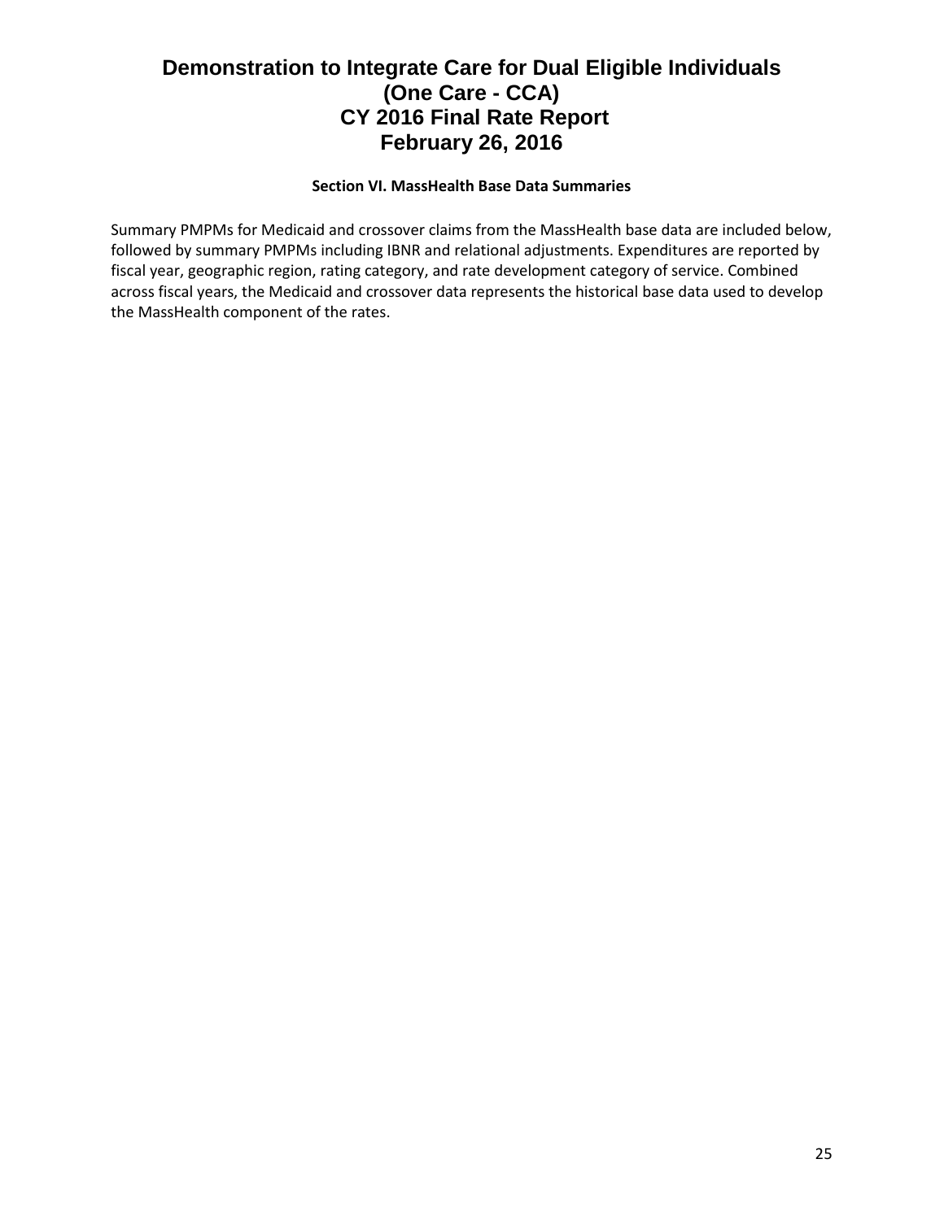# Demonstration to Integrate Care for Dual Eligible Individuals
# (One Care - CCA)
# CY 2016 Final Rate Report
# February 26, 2016

**Section VI. MassHealth Base Data Summaries**

Summary PMPMs for Medicaid and crossover claims from the MassHealth base data are included below, followed by summary PMPMs including IBNR and relational adjustments. Expenditures are reported by fiscal year, geographic region, rating category, and rate development category of service. Combined across fiscal years, the Medicaid and crossover data represents the historical base data used to develop the MassHealth component of the rates.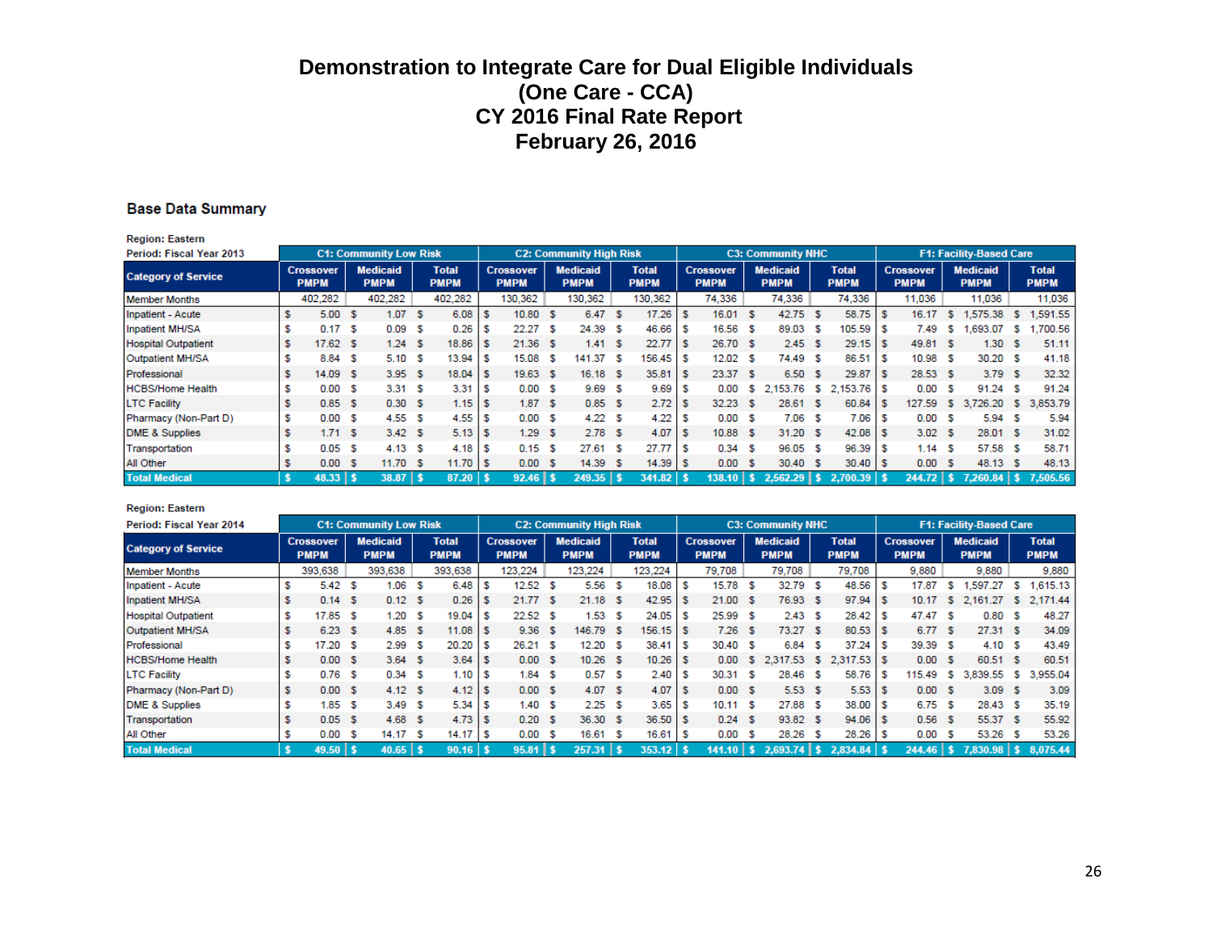# Demonstration to Integrate Care for Dual Eligible Individuals
# (One Care - CCA)
# CY 2016 Final Rate Report
# February 26, 2016

## Base Data Summary

Region: Eastern
Period: Fiscal Year 2013

| Category of Service | C1: Community Low Risk | | | C2: Community High Risk | | | C3: Community NHC | | | F1: Facility-Based Care | | |
|---|---|---|---|---|---|---|---|---|---|---|---|---|
| | Crossover PMPM | Medicaid PMPM | Total PMPM | Crossover PMPM | Medicaid PMPM | Total PMPM | Crossover PMPM | Medicaid PMPM | Total PMPM | Crossover PMPM | Medicaid PMPM | Total PMPM |
| Member Months | 402,282 | 402,282 | 402,282 | 130,362 | 130,362 | 130,362 | 74,336 | 74,336 | 74,336 | 11,036 | 11,036 | 11,036 |
| Inpatient - Acute | $ 5.00 | $ 1.07 | $ 6.08 | $ 10.80 | $ 6.47 | $ 17.26 | $ 16.01 | $ 42.75 | $ 58.75 | $ 16.17 | $ 1,575.38 | $ 1,591.55 |
| Inpatient MH/SA | $ 0.17 | $ 0.09 | $ 0.26 | $ 22.27 | $ 24.39 | $ 46.66 | $ 16.56 | $ 89.03 | $ 105.59 | $ 7.49 | $ 1,693.07 | $ 1,700.56 |
| Hospital Outpatient | $ 17.62 | $ 1.24 | $ 18.86 | $ 21.36 | $ 1.41 | $ 22.77 | $ 26.70 | $ 2.45 | $ 29.15 | $ 49.81 | $ 1.30 | $ 51.11 |
| Outpatient MH/SA | $ 8.84 | $ 5.10 | $ 13.94 | $ 15.08 | $ 141.37 | $ 156.45 | $ 12.02 | $ 74.49 | $ 86.51 | $ 10.98 | $ 30.20 | $ 41.18 |
| Professional | $ 14.09 | $ 3.95 | $ 18.04 | $ 19.63 | $ 16.18 | $ 35.81 | $ 23.37 | $ 6.50 | $ 29.87 | $ 28.53 | $ 3.79 | $ 32.32 |
| HCBS/Home Health | $ 0.00 | $ 3.31 | $ 3.31 | $ 0.00 | $ 9.69 | $ 9.69 | $ 0.00 | $ 2,153.76 | $ 2,153.76 | $ 0.00 | $ 91.24 | $ 91.24 |
| LTC Facility | $ 0.85 | $ 0.30 | $ 1.15 | $ 1.87 | $ 0.85 | $ 2.72 | $ 32.23 | $ 28.61 | $ 60.84 | $ 127.59 | $ 3,726.20 | $ 3,853.79 |
| Pharmacy (Non-Part D) | $ 0.00 | $ 4.55 | $ 4.55 | $ 0.00 | $ 4.22 | $ 4.22 | $ 0.00 | $ 7.06 | $ 7.06 | $ 0.00 | $ 5.94 | $ 5.94 |
| DME & Supplies | $ 1.71 | $ 3.42 | $ 5.13 | $ 1.29 | $ 2.78 | $ 4.07 | $ 10.88 | $ 31.20 | $ 42.08 | $ 3.02 | $ 28.01 | $ 31.02 |
| Transportation | $ 0.05 | $ 4.13 | $ 4.18 | $ 0.15 | $ 27.61 | $ 27.77 | $ 0.34 | $ 96.05 | $ 96.39 | $ 1.14 | $ 57.58 | $ 58.71 |
| All Other | $ 0.00 | $ 11.70 | $ 11.70 | $ 0.00 | $ 14.39 | $ 14.39 | $ 0.00 | $ 30.40 | $ 30.40 | $ 0.00 | $ 48.13 | $ 48.13 |
| **Total Medical** | **$ 48.33** | **$ 38.87** | **$ 87.20** | **$ 92.46** | **$ 249.35** | **$ 341.82** | **$ 138.10** | **$ 2,562.29** | **$ 2,700.39** | **$ 244.72** | **$ 7,260.84** | **$ 7,505.56** |

Region: Eastern
Period: Fiscal Year 2014

| Category of Service | C1: Community Low Risk | | | C2: Community High Risk | | | C3: Community NHC | | | F1: Facility-Based Care | | |
|---|---|---|---|---|---|---|---|---|---|---|---|---|
| | Crossover PMPM | Medicaid PMPM | Total PMPM | Crossover PMPM | Medicaid PMPM | Total PMPM | Crossover PMPM | Medicaid PMPM | Total PMPM | Crossover PMPM | Medicaid PMPM | Total PMPM |
| Member Months | 393,638 | 393,638 | 393,638 | 123,224 | 123,224 | 123,224 | 79,708 | 79,708 | 79,708 | 9,880 | 9,880 | 9,880 |
| Inpatient - Acute | $ 5.42 | $ 1.06 | $ 6.48 | $ 12.52 | $ 5.56 | $ 18.08 | $ 15.78 | $ 32.79 | $ 48.56 | $ 17.87 | $ 1,597.27 | $ 1,615.13 |
| Inpatient MH/SA | $ 0.14 | $ 0.12 | $ 0.26 | $ 21.77 | $ 21.18 | $ 42.95 | $ 21.00 | $ 76.93 | $ 97.94 | $ 10.17 | $ 2,161.27 | $ 2,171.44 |
| Hospital Outpatient | $ 17.85 | $ 1.20 | $ 19.04 | $ 22.52 | $ 1.53 | $ 24.05 | $ 25.99 | $ 2.43 | $ 28.42 | $ 47.47 | $ 0.80 | $ 48.27 |
| Outpatient MH/SA | $ 6.23 | $ 4.85 | $ 11.08 | $ 9.36 | $ 146.79 | $ 156.15 | $ 7.26 | $ 73.27 | $ 80.53 | $ 6.77 | $ 27.31 | $ 34.09 |
| Professional | $ 17.20 | $ 2.99 | $ 20.20 | $ 26.21 | $ 12.20 | $ 38.41 | $ 30.40 | $ 6.84 | $ 37.24 | $ 39.39 | $ 4.10 | $ 43.49 |
| HCBS/Home Health | $ 0.00 | $ 3.64 | $ 3.64 | $ 0.00 | $ 10.26 | $ 10.26 | $ 0.00 | $ 2,317.53 | $ 2,317.53 | $ 0.00 | $ 60.51 | $ 60.51 |
| LTC Facility | $ 0.76 | $ 0.34 | $ 1.10 | $ 1.84 | $ 0.57 | $ 2.40 | $ 30.31 | $ 28.46 | $ 58.76 | $ 115.49 | $ 3,839.55 | $ 3,955.04 |
| Pharmacy (Non-Part D) | $ 0.00 | $ 4.12 | $ 4.12 | $ 0.00 | $ 4.07 | $ 4.07 | $ 0.00 | $ 5.53 | $ 5.53 | $ 0.00 | $ 3.09 | $ 3.09 |
| DME & Supplies | $ 1.85 | $ 3.49 | $ 5.34 | $ 1.40 | $ 2.25 | $ 3.65 | $ 10.11 | $ 27.88 | $ 38.00 | $ 6.75 | $ 28.43 | $ 35.19 |
| Transportation | $ 0.05 | $ 4.68 | $ 4.73 | $ 0.20 | $ 36.30 | $ 36.50 | $ 0.24 | $ 93.82 | $ 94.06 | $ 0.56 | $ 55.37 | $ 55.92 |
| All Other | $ 0.00 | $ 14.17 | $ 14.17 | $ 0.00 | $ 16.61 | $ 16.61 | $ 0.00 | $ 28.26 | $ 28.26 | $ 0.00 | $ 53.26 | $ 53.26 |
| **Total Medical** | **$ 49.50** | **$ 40.65** | **$ 90.16** | **$ 95.81** | **$ 257.31** | **$ 353.12** | **$ 141.10** | **$ 2,693.74** | **$ 2,834.84** | **$ 244.46** | **$ 7,830.98** | **$ 8,075.44** |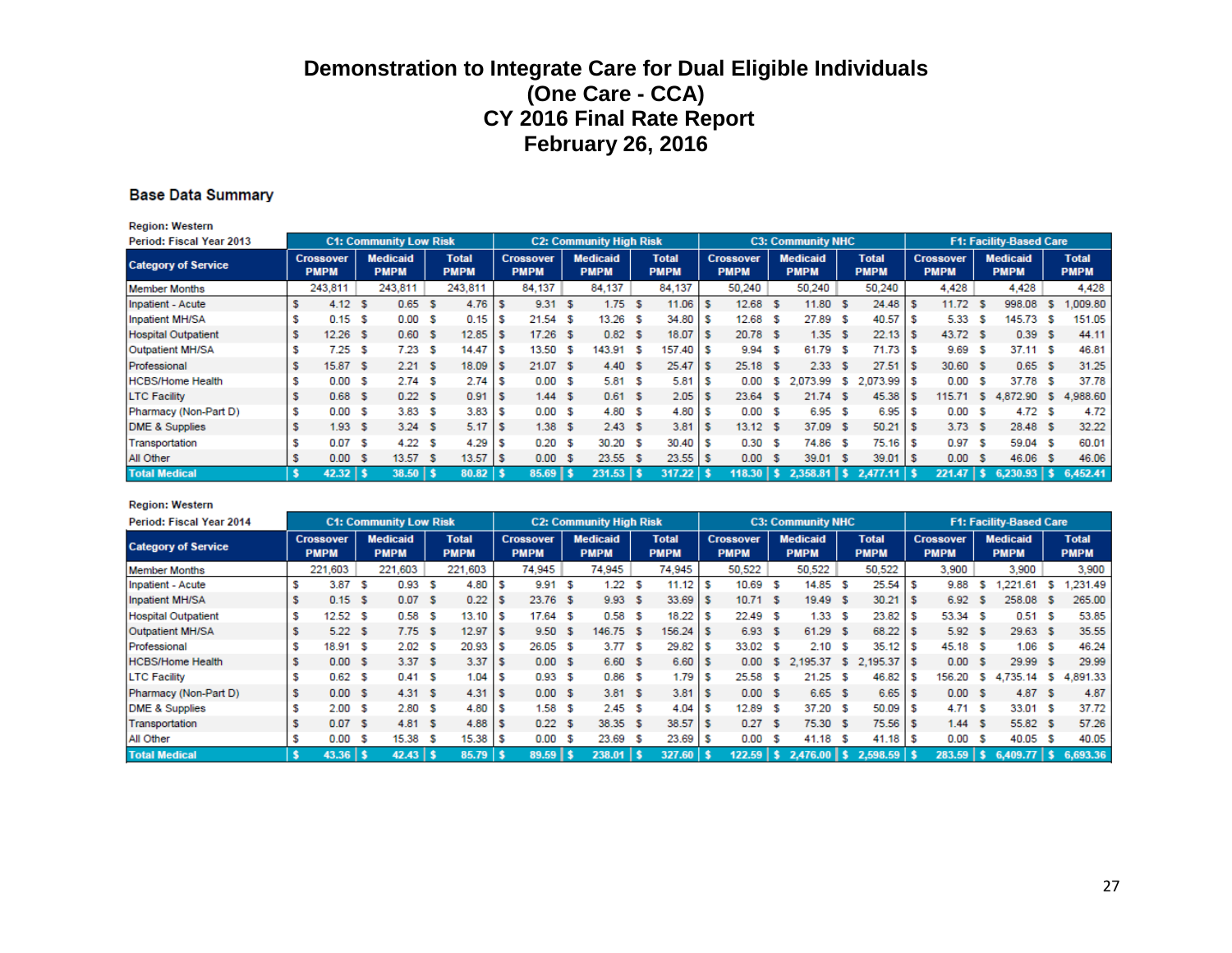# Demonstration to Integrate Care for Dual Eligible Individuals
# (One Care - CCA)
# CY 2016 Final Rate Report
# February 26, 2016

## Base Data Summary

Region: Western
Period: Fiscal Year 2013

| Category of Service | C1: Community Low Risk | | | C2: Community High Risk | | | C3: Community NHC | | | F1: Facility-Based Care | | |
|---|---|---|---|---|---|---|---|---|---|---|---|---|
| | Crossover PMPM | Medicaid PMPM | Total PMPM | Crossover PMPM | Medicaid PMPM | Total PMPM | Crossover PMPM | Medicaid PMPM | Total PMPM | Crossover PMPM | Medicaid PMPM | Total PMPM |
| Member Months | 243,811 | 243,811 | 243,811 | 84,137 | 84,137 | 84,137 | 50,240 | 50,240 | 50,240 | 4,428 | 4,428 | 4,428 |
| Inpatient - Acute | $ 4.12 | $ 0.65 | $ 4.76 | $ 9.31 | $ 1.75 | $ 11.06 | $ 12.68 | $ 11.80 | $ 24.48 | $ 11.72 | $ 998.08 | $ 1,009.80 |
| Inpatient MH/SA | $ 0.15 | $ 0.00 | $ 0.15 | $ 21.54 | $ 13.26 | $ 34.80 | $ 12.68 | $ 27.89 | $ 40.57 | $ 5.33 | $ 145.73 | $ 151.05 |
| Hospital Outpatient | $ 12.26 | $ 0.60 | $ 12.85 | $ 17.26 | $ 0.82 | $ 18.07 | $ 20.78 | $ 1.35 | $ 22.13 | $ 43.72 | $ 0.39 | $ 44.11 |
| Outpatient MH/SA | $ 7.25 | $ 7.23 | $ 14.47 | $ 13.50 | $ 143.91 | $ 157.40 | $ 9.94 | $ 61.79 | $ 71.73 | $ 9.69 | $ 37.11 | $ 46.81 |
| Professional | $ 15.87 | $ 2.21 | $ 18.09 | $ 21.07 | $ 4.40 | $ 25.47 | $ 25.18 | $ 2.33 | $ 27.51 | $ 30.60 | $ 0.65 | $ 31.25 |
| HCBS/Home Health | $ 0.00 | $ 2.74 | $ 2.74 | $ 0.00 | $ 5.81 | $ 5.81 | $ 0.00 | $ 2,073.99 | $ 2,073.99 | $ 0.00 | $ 37.78 | $ 37.78 |
| LTC Facility | $ 0.68 | $ 0.22 | $ 0.91 | $ 1.44 | $ 0.61 | $ 2.05 | $ 23.64 | $ 21.74 | $ 45.38 | $ 115.71 | $ 4,872.90 | $ 4,988.60 |
| Pharmacy (Non-Part D) | $ 0.00 | $ 3.83 | $ 3.83 | $ 0.00 | $ 4.80 | $ 4.80 | $ 0.00 | $ 6.95 | $ 6.95 | $ 0.00 | $ 4.72 | $ 4.72 |
| DME & Supplies | $ 1.93 | $ 3.24 | $ 5.17 | $ 1.38 | $ 2.43 | $ 3.81 | $ 13.12 | $ 37.09 | $ 50.21 | $ 3.73 | $ 28.48 | $ 32.22 |
| Transportation | $ 0.07 | $ 4.22 | $ 4.29 | $ 0.20 | $ 30.20 | $ 30.40 | $ 0.30 | $ 74.86 | $ 75.16 | $ 0.97 | $ 59.04 | $ 60.01 |
| All Other | $ 0.00 | $ 13.57 | $ 13.57 | $ 0.00 | $ 23.55 | $ 23.55 | $ 0.00 | $ 39.01 | $ 39.01 | $ 0.00 | $ 46.06 | $ 46.06 |
| **Total Medical** | **$ 42.32** | **$ 38.50** | **$ 80.82** | **$ 85.69** | **$ 231.53** | **$ 317.22** | **$ 118.30** | **$ 2,358.81** | **$ 2,477.11** | **$ 221.47** | **$ 6,230.93** | **$ 6,452.41** |

Region: Western
Period: Fiscal Year 2014

| Category of Service | C1: Community Low Risk | | | C2: Community High Risk | | | C3: Community NHC | | | F1: Facility-Based Care | | |
|---|---|---|---|---|---|---|---|---|---|---|---|---|
| | Crossover PMPM | Medicaid PMPM | Total PMPM | Crossover PMPM | Medicaid PMPM | Total PMPM | Crossover PMPM | Medicaid PMPM | Total PMPM | Crossover PMPM | Medicaid PMPM | Total PMPM |
| Member Months | 221,603 | 221,603 | 221,603 | 74,945 | 74,945 | 74,945 | 50,522 | 50,522 | 50,522 | 3,900 | 3,900 | 3,900 |
| Inpatient - Acute | $ 3.87 | $ 0.93 | $ 4.80 | $ 9.91 | $ 1.22 | $ 11.12 | $ 10.69 | $ 14.85 | $ 25.54 | $ 9.88 | $ 1,221.61 | $ 1,231.49 |
| Inpatient MH/SA | $ 0.15 | $ 0.07 | $ 0.22 | $ 23.76 | $ 9.93 | $ 33.69 | $ 10.71 | $ 19.49 | $ 30.21 | $ 6.92 | $ 258.08 | $ 265.00 |
| Hospital Outpatient | $ 12.52 | $ 0.58 | $ 13.10 | $ 17.64 | $ 0.58 | $ 18.22 | $ 22.49 | $ 1.33 | $ 23.82 | $ 53.34 | $ 0.51 | $ 53.85 |
| Outpatient MH/SA | $ 5.22 | $ 7.75 | $ 12.97 | $ 9.50 | $ 146.75 | $ 156.24 | $ 6.93 | $ 61.29 | $ 68.22 | $ 5.92 | $ 29.63 | $ 35.55 |
| Professional | $ 18.91 | $ 2.02 | $ 20.93 | $ 26.05 | $ 3.77 | $ 29.82 | $ 33.02 | $ 2.10 | $ 35.12 | $ 45.18 | $ 1.06 | $ 46.24 |
| HCBS/Home Health | $ 0.00 | $ 3.37 | $ 3.37 | $ 0.00 | $ 6.60 | $ 6.60 | $ 0.00 | $ 2,195.37 | $ 2,195.37 | $ 0.00 | $ 29.99 | $ 29.99 |
| LTC Facility | $ 0.62 | $ 0.41 | $ 1.04 | $ 0.93 | $ 0.86 | $ 1.79 | $ 25.58 | $ 21.25 | $ 46.82 | $ 156.20 | $ 4,735.14 | $ 4,891.33 |
| Pharmacy (Non-Part D) | $ 0.00 | $ 4.31 | $ 4.31 | $ 0.00 | $ 3.81 | $ 3.81 | $ 0.00 | $ 6.65 | $ 6.65 | $ 0.00 | $ 4.87 | $ 4.87 |
| DME & Supplies | $ 2.00 | $ 2.80 | $ 4.80 | $ 1.58 | $ 2.45 | $ 4.04 | $ 12.89 | $ 37.20 | $ 50.09 | $ 4.71 | $ 33.01 | $ 37.72 |
| Transportation | $ 0.07 | $ 4.81 | $ 4.88 | $ 0.22 | $ 38.35 | $ 38.57 | $ 0.27 | $ 75.30 | $ 75.56 | $ 1.44 | $ 55.82 | $ 57.26 |
| All Other | $ 0.00 | $ 15.38 | $ 15.38 | $ 0.00 | $ 23.69 | $ 23.69 | $ 0.00 | $ 41.18 | $ 41.18 | $ 0.00 | $ 40.05 | $ 40.05 |
| **Total Medical** | **$ 43.36** | **$ 42.43** | **$ 85.79** | **$ 89.59** | **$ 238.01** | **$ 327.60** | **$ 122.59** | **$ 2,476.00** | **$ 2,598.59** | **$ 283.59** | **$ 6,409.77** | **$ 6,693.36** |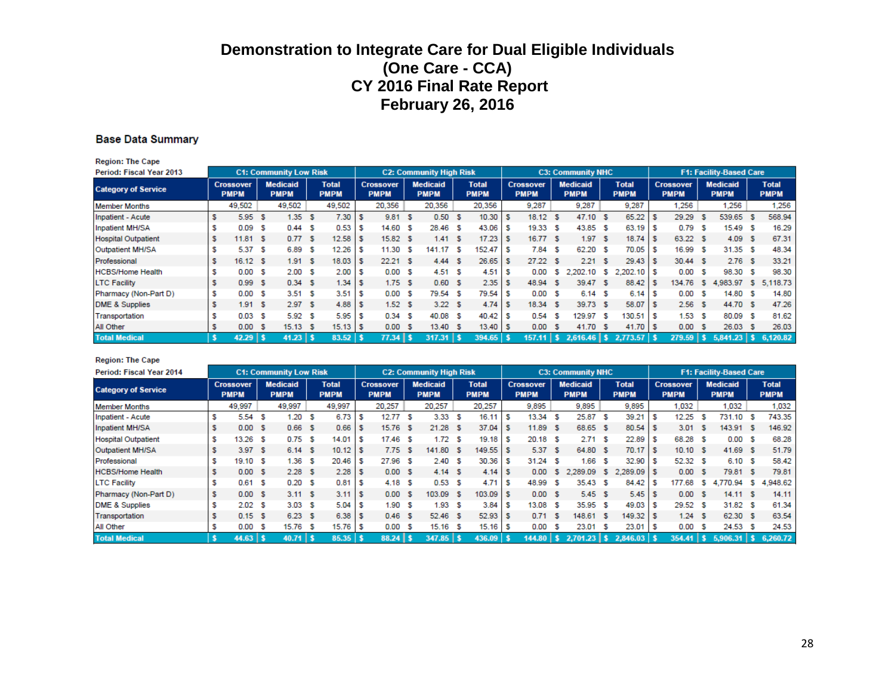# Demonstration to Integrate Care for Dual Eligible Individuals
# (One Care - CCA)
# CY 2016 Final Rate Report
# February 26, 2016

## Base Data Summary

Region: The Cape
Period: Fiscal Year 2013

| Category of Service | C1: Community Low Risk | | | C2: Community High Risk | | | C3: Community NHC | | | F1: Facility-Based Care | | |
|---|---|---|---|---|---|---|---|---|---|---|---|---|
| | Crossover PMPM | Medicaid PMPM | Total PMPM | Crossover PMPM | Medicaid PMPM | Total PMPM | Crossover PMPM | Medicaid PMPM | Total PMPM | Crossover PMPM | Medicaid PMPM | Total PMPM |
| Member Months | 49,502 | 49,502 | 49,502 | 20,356 | 20,356 | 20,356 | 9,287 | 9,287 | 9,287 | 1,256 | 1,256 | 1,256 |
| Inpatient - Acute | $ 5.95 | $ 1.35 | $ 7.30 | $ 9.81 | $ 0.50 | $ 10.30 | $ 18.12 | $ 47.10 | $ 65.22 | $ 29.29 | $ 539.65 | $ 568.94 |
| Inpatient MH/SA | $ 0.09 | $ 0.44 | $ 0.53 | $ 14.60 | $ 28.46 | $ 43.06 | $ 19.33 | $ 43.85 | $ 63.19 | $ 0.79 | $ 15.49 | $ 16.29 |
| Hospital Outpatient | $ 11.81 | $ 0.77 | $ 12.58 | $ 15.82 | $ 1.41 | $ 17.23 | $ 16.77 | $ 1.97 | $ 18.74 | $ 63.22 | $ 4.09 | $ 67.31 |
| Outpatient MH/SA | $ 5.37 | $ 6.89 | $ 12.26 | $ 11.30 | $ 141.17 | $ 152.47 | $ 7.84 | $ 62.20 | $ 70.05 | $ 16.99 | $ 31.35 | $ 48.34 |
| Professional | $ 16.12 | $ 1.91 | $ 18.03 | $ 22.21 | $ 4.44 | $ 26.65 | $ 27.22 | $ 2.21 | $ 29.43 | $ 30.44 | $ 2.76 | $ 33.21 |
| HCBS/Home Health | $ 0.00 | $ 2.00 | $ 2.00 | $ 0.00 | $ 4.51 | $ 4.51 | $ 0.00 | $ 2,202.10 | $ 2,202.10 | $ 0.00 | $ 98.30 | $ 98.30 |
| LTC Facility | $ 0.99 | $ 0.34 | $ 1.34 | $ 1.75 | $ 0.60 | $ 2.35 | $ 48.94 | $ 39.47 | $ 88.42 | $ 134.76 | $ 4,983.97 | $ 5,118.73 |
| Pharmacy (Non-Part D) | $ 0.00 | $ 3.51 | $ 3.51 | $ 0.00 | $ 79.54 | $ 79.54 | $ 0.00 | $ 6.14 | $ 6.14 | $ 0.00 | $ 14.80 | $ 14.80 |
| DME & Supplies | $ 1.91 | $ 2.97 | $ 4.88 | $ 1.52 | $ 3.22 | $ 4.74 | $ 18.34 | $ 39.73 | $ 58.07 | $ 2.56 | $ 44.70 | $ 47.26 |
| Transportation | $ 0.03 | $ 5.92 | $ 5.95 | $ 0.34 | $ 40.08 | $ 40.42 | $ 0.54 | $ 129.97 | $ 130.51 | $ 1.53 | $ 80.09 | $ 81.62 |
| All Other | $ 0.00 | $ 15.13 | $ 15.13 | $ 0.00 | $ 13.40 | $ 13.40 | $ 0.00 | $ 41.70 | $ 41.70 | $ 0.00 | $ 26.03 | $ 26.03 |
| **Total Medical** | **$ 42.29** | **$ 41.23** | **$ 83.52** | **$ 77.34** | **$ 317.31** | **$ 394.65** | **$ 157.11** | **$ 2,616.46** | **$ 2,773.57** | **$ 279.59** | **$ 5,841.23** | **$ 6,120.82** |

Region: The Cape
Period: Fiscal Year 2014

| Category of Service | C1: Community Low Risk | | | C2: Community High Risk | | | C3: Community NHC | | | F1: Facility-Based Care | | |
|---|---|---|---|---|---|---|---|---|---|---|---|---|
| | Crossover PMPM | Medicaid PMPM | Total PMPM | Crossover PMPM | Medicaid PMPM | Total PMPM | Crossover PMPM | Medicaid PMPM | Total PMPM | Crossover PMPM | Medicaid PMPM | Total PMPM |
| Member Months | 49,997 | 49,997 | 49,997 | 20,257 | 20,257 | 20,257 | 9,895 | 9,895 | 9,895 | 1,032 | 1,032 | 1,032 |
| Inpatient - Acute | $ 5.54 | $ 1.20 | $ 6.73 | $ 12.77 | $ 3.33 | $ 16.11 | $ 13.34 | $ 25.87 | $ 39.21 | $ 12.25 | $ 731.10 | $ 743.35 |
| Inpatient MH/SA | $ 0.00 | $ 0.66 | $ 0.66 | $ 15.76 | $ 21.28 | $ 37.04 | $ 11.89 | $ 68.65 | $ 80.54 | $ 3.01 | $ 143.91 | $ 146.92 |
| Hospital Outpatient | $ 13.26 | $ 0.75 | $ 14.01 | $ 17.46 | $ 1.72 | $ 19.18 | $ 20.18 | $ 2.71 | $ 22.89 | $ 68.28 | $ 0.00 | $ 68.28 |
| Outpatient MH/SA | $ 3.97 | $ 6.14 | $ 10.12 | $ 7.75 | $ 141.80 | $ 149.55 | $ 5.37 | $ 64.80 | $ 70.17 | $ 10.10 | $ 41.69 | $ 51.79 |
| Professional | $ 19.10 | $ 1.36 | $ 20.46 | $ 27.96 | $ 2.40 | $ 30.36 | $ 31.24 | $ 1.66 | $ 32.90 | $ 52.32 | $ 6.10 | $ 58.42 |
| HCBS/Home Health | $ 0.00 | $ 2.28 | $ 2.28 | $ 0.00 | $ 4.14 | $ 4.14 | $ 0.00 | $ 2,289.09 | $ 2,289.09 | $ 0.00 | $ 79.81 | $ 79.81 |
| LTC Facility | $ 0.61 | $ 0.20 | $ 0.81 | $ 4.18 | $ 0.53 | $ 4.71 | $ 48.99 | $ 35.43 | $ 84.42 | $ 177.68 | $ 4,770.94 | $ 4,948.62 |
| Pharmacy (Non-Part D) | $ 0.00 | $ 3.11 | $ 3.11 | $ 0.00 | $ 103.09 | $ 103.09 | $ 0.00 | $ 5.45 | $ 5.45 | $ 0.00 | $ 14.11 | $ 14.11 |
| DME & Supplies | $ 2.02 | $ 3.03 | $ 5.04 | $ 1.90 | $ 1.93 | $ 3.84 | $ 13.08 | $ 35.95 | $ 49.03 | $ 29.52 | $ 31.82 | $ 61.34 |
| Transportation | $ 0.15 | $ 6.23 | $ 6.38 | $ 0.46 | $ 52.46 | $ 52.93 | $ 0.71 | $ 148.61 | $ 149.32 | $ 1.24 | $ 62.30 | $ 63.54 |
| All Other | $ 0.00 | $ 15.76 | $ 15.76 | $ 0.00 | $ 15.16 | $ 15.16 | $ 0.00 | $ 23.01 | $ 23.01 | $ 0.00 | $ 24.53 | $ 24.53 |
| **Total Medical** | **$ 44.63** | **$ 40.71** | **$ 85.35** | **$ 88.24** | **$ 347.85** | **$ 436.09** | **$ 144.80** | **$ 2,701.23** | **$ 2,846.03** | **$ 354.41** | **$ 5,906.31** | **$ 6,260.72** |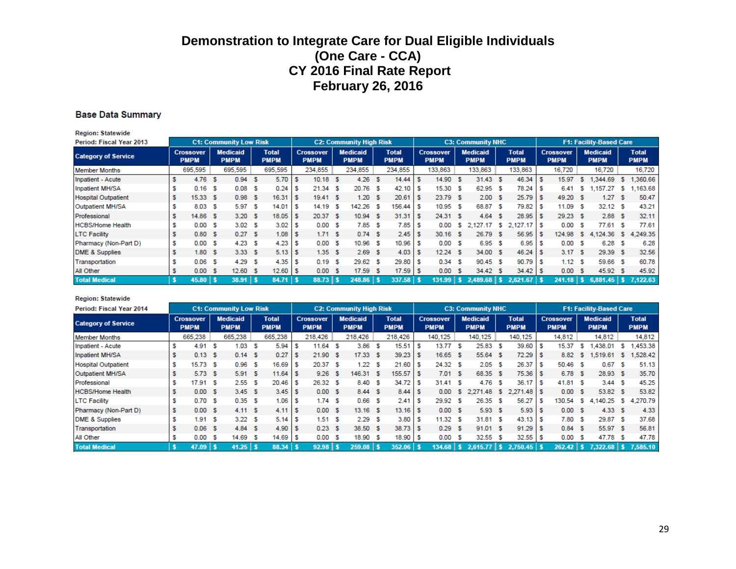# Demonstration to Integrate Care for Dual Eligible Individuals
# (One Care - CCA)
# CY 2016 Final Rate Report
# February 26, 2016

## Base Data Summary

Region: Statewide
Period: Fiscal Year 2013

| Category of Service | C1: Community Low Risk | | | C2: Community High Risk | | | C3: Community NHC | | | F1: Facility-Based Care | | |
|---|---|---|---|---|---|---|---|---|---|---|---|---|
| | Crossover PMPM | Medicaid PMPM | Total PMPM | Crossover PMPM | Medicaid PMPM | Total PMPM | Crossover PMPM | Medicaid PMPM | Total PMPM | Crossover PMPM | Medicaid PMPM | Total PMPM |
| Member Months | 695,595 | 695,595 | 695,595 | 234,855 | 234,855 | 234,855 | 133,863 | 133,863 | 133,863 | 16,720 | 16,720 | 16,720 |
| Inpatient - Acute | $ 4.76 | $ 0.94 | $ 5.70 | $ 10.18 | $ 4.26 | $ 14.44 | $ 14.90 | $ 31.43 | $ 46.34 | $ 15.97 | $ 1,344.69 | $ 1,360.66 |
| Inpatient MH/SA | $ 0.16 | $ 0.08 | $ 0.24 | $ 21.34 | $ 20.76 | $ 42.10 | $ 15.30 | $ 62.95 | $ 78.24 | $ 6.41 | $ 1,157.27 | $ 1,163.68 |
| Hospital Outpatient | $ 15.33 | $ 0.98 | $ 16.31 | $ 19.41 | $ 1.20 | $ 20.61 | $ 23.79 | $ 2.00 | $ 25.79 | $ 49.20 | $ 1.27 | $ 50.47 |
| Outpatient MH/SA | $ 8.03 | $ 5.97 | $ 14.01 | $ 14.19 | $ 142.26 | $ 156.44 | $ 10.95 | $ 68.87 | $ 79.82 | $ 11.09 | $ 32.12 | $ 43.21 |
| Professional | $ 14.86 | $ 3.20 | $ 18.05 | $ 20.37 | $ 10.94 | $ 31.31 | $ 24.31 | $ 4.64 | $ 28.95 | $ 29.23 | $ 2.88 | $ 32.11 |
| HCBS/Home Health | $ 0.00 | $ 3.02 | $ 3.02 | $ 0.00 | $ 7.85 | $ 7.85 | $ 0.00 | $ 2,127.17 | $ 2,127.17 | $ 0.00 | $ 77.61 | $ 77.61 |
| LTC Facility | $ 0.80 | $ 0.27 | $ 1.08 | $ 1.71 | $ 0.74 | $ 2.45 | $ 30.16 | $ 26.79 | $ 56.95 | $ 124.98 | $ 4,124.36 | $ 4,249.35 |
| Pharmacy (Non-Part D) | $ 0.00 | $ 4.23 | $ 4.23 | $ 0.00 | $ 10.96 | $ 10.96 | $ 0.00 | $ 6.95 | $ 6.95 | $ 0.00 | $ 6.28 | $ 6.28 |
| DME & Supplies | $ 1.80 | $ 3.33 | $ 5.13 | $ 1.35 | $ 2.69 | $ 4.03 | $ 12.24 | $ 34.00 | $ 46.24 | $ 3.17 | $ 29.39 | $ 32.56 |
| Transportation | $ 0.06 | $ 4.29 | $ 4.35 | $ 0.19 | $ 29.62 | $ 29.80 | $ 0.34 | $ 90.45 | $ 90.79 | $ 1.12 | $ 59.66 | $ 60.78 |
| All Other | $ 0.00 | $ 12.60 | $ 12.60 | $ 0.00 | $ 17.59 | $ 17.59 | $ 0.00 | $ 34.42 | $ 34.42 | $ 0.00 | $ 45.92 | $ 45.92 |
| **Total Medical** | **$ 45.80** | **$ 38.91** | **$ 84.71** | **$ 88.73** | **$ 248.86** | **$ 337.58** | **$ 131.99** | **$ 2,489.68** | **$ 2,621.67** | **$ 241.18** | **$ 6,881.45** | **$ 7,122.63** |

Region: Statewide
Period: Fiscal Year 2014

| Category of Service | C1: Community Low Risk | | | C2: Community High Risk | | | C3: Community NHC | | | F1: Facility-Based Care | | |
|---|---|---|---|---|---|---|---|---|---|---|---|---|
| | Crossover PMPM | Medicaid PMPM | Total PMPM | Crossover PMPM | Medicaid PMPM | Total PMPM | Crossover PMPM | Medicaid PMPM | Total PMPM | Crossover PMPM | Medicaid PMPM | Total PMPM |
| Member Months | 665,238 | 665,238 | 665,238 | 218,426 | 218,426 | 218,426 | 140,125 | 140,125 | 140,125 | 14,812 | 14,812 | 14,812 |
| Inpatient - Acute | $ 4.91 | $ 1.03 | $ 5.94 | $ 11.64 | $ 3.86 | $ 15.51 | $ 13.77 | $ 25.83 | $ 39.60 | $ 15.37 | $ 1,438.01 | $ 1,453.38 |
| Inpatient MH/SA | $ 0.13 | $ 0.14 | $ 0.27 | $ 21.90 | $ 17.33 | $ 39.23 | $ 16.65 | $ 55.64 | $ 72.29 | $ 8.82 | $ 1,519.61 | $ 1,528.42 |
| Hospital Outpatient | $ 15.73 | $ 0.96 | $ 16.69 | $ 20.37 | $ 1.22 | $ 21.60 | $ 24.32 | $ 2.05 | $ 26.37 | $ 50.46 | $ 0.67 | $ 51.13 |
| Outpatient MH/SA | $ 5.73 | $ 5.91 | $ 11.64 | $ 9.26 | $ 146.31 | $ 155.57 | $ 7.01 | $ 68.35 | $ 75.36 | $ 6.78 | $ 28.93 | $ 35.70 |
| Professional | $ 17.91 | $ 2.55 | $ 20.46 | $ 26.32 | $ 8.40 | $ 34.72 | $ 31.41 | $ 4.76 | $ 36.17 | $ 41.81 | $ 3.44 | $ 45.25 |
| HCBS/Home Health | $ 0.00 | $ 3.45 | $ 3.45 | $ 0.00 | $ 8.44 | $ 8.44 | $ 0.00 | $ 2,271.48 | $ 2,271.48 | $ 0.00 | $ 53.82 | $ 53.82 |
| LTC Facility | $ 0.70 | $ 0.35 | $ 1.06 | $ 1.74 | $ 0.66 | $ 2.41 | $ 29.92 | $ 26.35 | $ 56.27 | $ 130.54 | $ 4,140.25 | $ 4,270.79 |
| Pharmacy (Non-Part D) | $ 0.00 | $ 4.11 | $ 4.11 | $ 0.00 | $ 13.16 | $ 13.16 | $ 0.00 | $ 5.93 | $ 5.93 | $ 0.00 | $ 4.33 | $ 4.33 |
| DME & Supplies | $ 1.91 | $ 3.22 | $ 5.14 | $ 1.51 | $ 2.29 | $ 3.80 | $ 11.32 | $ 31.81 | $ 43.13 | $ 7.80 | $ 29.87 | $ 37.68 |
| Transportation | $ 0.06 | $ 4.84 | $ 4.90 | $ 0.23 | $ 38.50 | $ 38.73 | $ 0.29 | $ 91.01 | $ 91.29 | $ 0.84 | $ 55.97 | $ 56.81 |
| All Other | $ 0.00 | $ 14.69 | $ 14.69 | $ 0.00 | $ 18.90 | $ 18.90 | $ 0.00 | $ 32.55 | $ 32.55 | $ 0.00 | $ 47.78 | $ 47.78 |
| **Total Medical** | **$ 47.09** | **$ 41.25** | **$ 88.34** | **$ 92.98** | **$ 259.08** | **$ 352.06** | **$ 134.68** | **$ 2,615.77** | **$ 2,750.45** | **$ 262.42** | **$ 7,322.68** | **$ 7,585.10** |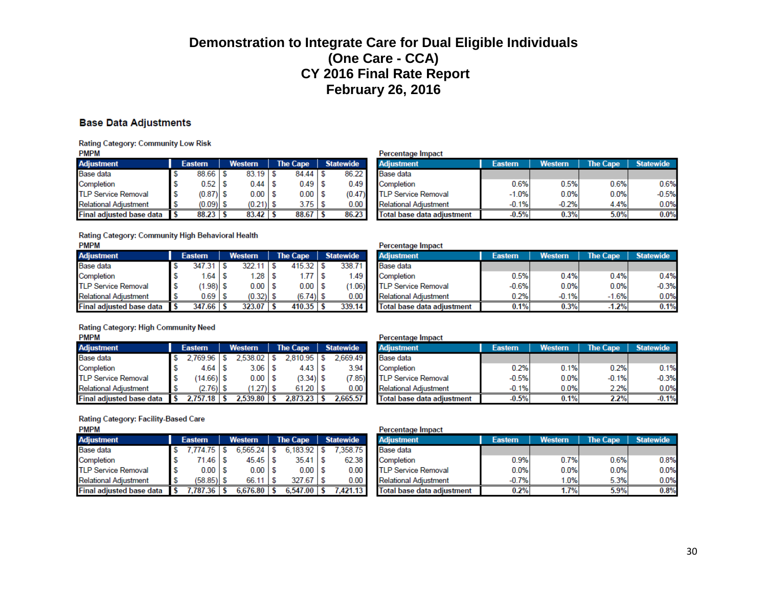# Demonstration to Integrate Care for Dual Eligible Individuals
# (One Care - CCA)
# CY 2016 Final Rate Report
# February 26, 2016

## Base Data Adjustments

**Rating Category: Community Low Risk**

PMPM

| Adjustment | Eastern | Western | The Cape | Statewide |
|---|---|---|---|---|
| Base data | $ 88.66 | $ 83.19 | $ 84.44 | $ 86.22 |
| Completion | $ 0.52 | $ 0.44 | $ 0.49 | $ 0.49 |
| TLP Service Removal | $ (0.87) | $ 0.00 | $ 0.00 | $ (0.47) |
| Relational Adjustment | $ (0.09) | $ (0.21) | $ 3.75 | $ 0.00 |
| Final adjusted base data | $ 88.23 | $ 83.42 | $ 88.67 | $ 86.23 |

Percentage Impact

| Adjustment | Eastern | Western | The Cape | Statewide |
|---|---|---|---|---|
| Base data | | | | |
| Completion | 0.6% | 0.5% | 0.6% | 0.6% |
| TLP Service Removal | -1.0% | 0.0% | 0.0% | -0.5% |
| Relational Adjustment | -0.1% | -0.2% | 4.4% | 0.0% |
| Total base data adjustment | -0.5% | 0.3% | 5.0% | 0.0% |

**Rating Category: Community High Behavioral Health**

PMPM

| Adjustment | Eastern | Western | The Cape | Statewide |
|---|---|---|---|---|
| Base data | $ 347.31 | $ 322.11 | $ 415.32 | $ 338.71 |
| Completion | $ 1.64 | $ 1.28 | $ 1.77 | $ 1.49 |
| TLP Service Removal | $ (1.98) | $ 0.00 | $ 0.00 | $ (1.06) |
| Relational Adjustment | $ 0.69 | $ (0.32) | $ (6.74) | $ 0.00 |
| Final adjusted base data | $ 347.66 | $ 323.07 | $ 410.35 | $ 339.14 |

Percentage Impact

| Adjustment | Eastern | Western | The Cape | Statewide |
|---|---|---|---|---|
| Base data | | | | |
| Completion | 0.5% | 0.4% | 0.4% | 0.4% |
| TLP Service Removal | -0.6% | 0.0% | 0.0% | -0.3% |
| Relational Adjustment | 0.2% | -0.1% | -1.6% | 0.0% |
| Total base data adjustment | 0.1% | 0.3% | -1.2% | 0.1% |

**Rating Category: High Community Need**

PMPM

| Adjustment | Eastern | Western | The Cape | Statewide |
|---|---|---|---|---|
| Base data | $ 2,769.96 | $ 2,538.02 | $ 2,810.95 | $ 2,669.49 |
| Completion | $ 4.64 | $ 3.06 | $ 4.43 | $ 3.94 |
| TLP Service Removal | $ (14.66) | $ 0.00 | $ (3.34) | $ (7.85) |
| Relational Adjustment | $ (2.76) | $ (1.27) | $ 61.20 | $ 0.00 |
| Final adjusted base data | $ 2,757.18 | $ 2,539.80 | $ 2,873.23 | $ 2,665.57 |

Percentage Impact

| Adjustment | Eastern | Western | The Cape | Statewide |
|---|---|---|---|---|
| Base data | | | | |
| Completion | 0.2% | 0.1% | 0.2% | 0.1% |
| TLP Service Removal | -0.5% | 0.0% | -0.1% | -0.3% |
| Relational Adjustment | -0.1% | 0.0% | 2.2% | 0.0% |
| Total base data adjustment | -0.5% | 0.1% | 2.2% | -0.1% |

**Rating Category: Facility-Based Care**

PMPM

| Adjustment | Eastern | Western | The Cape | Statewide |
|---|---|---|---|---|
| Base data | $ 7,774.75 | $ 6,565.24 | $ 6,183.92 | $ 7,358.75 |
| Completion | $ 71.46 | $ 45.45 | $ 35.41 | $ 62.38 |
| TLP Service Removal | $ 0.00 | $ 0.00 | $ 0.00 | $ 0.00 |
| Relational Adjustment | $ (58.85) | $ 66.11 | $ 327.67 | $ 0.00 |
| Final adjusted base data | $ 7,787.36 | $ 6,676.80 | $ 6,547.00 | $ 7,421.13 |

Percentage Impact

| Adjustment | Eastern | Western | The Cape | Statewide |
|---|---|---|---|---|
| Base data | | | | |
| Completion | 0.9% | 0.7% | 0.6% | 0.8% |
| TLP Service Removal | 0.0% | 0.0% | 0.0% | 0.0% |
| Relational Adjustment | -0.7% | 1.0% | 5.3% | 0.0% |
| Total base data adjustment | 0.2% | 1.7% | 5.9% | 0.8% |